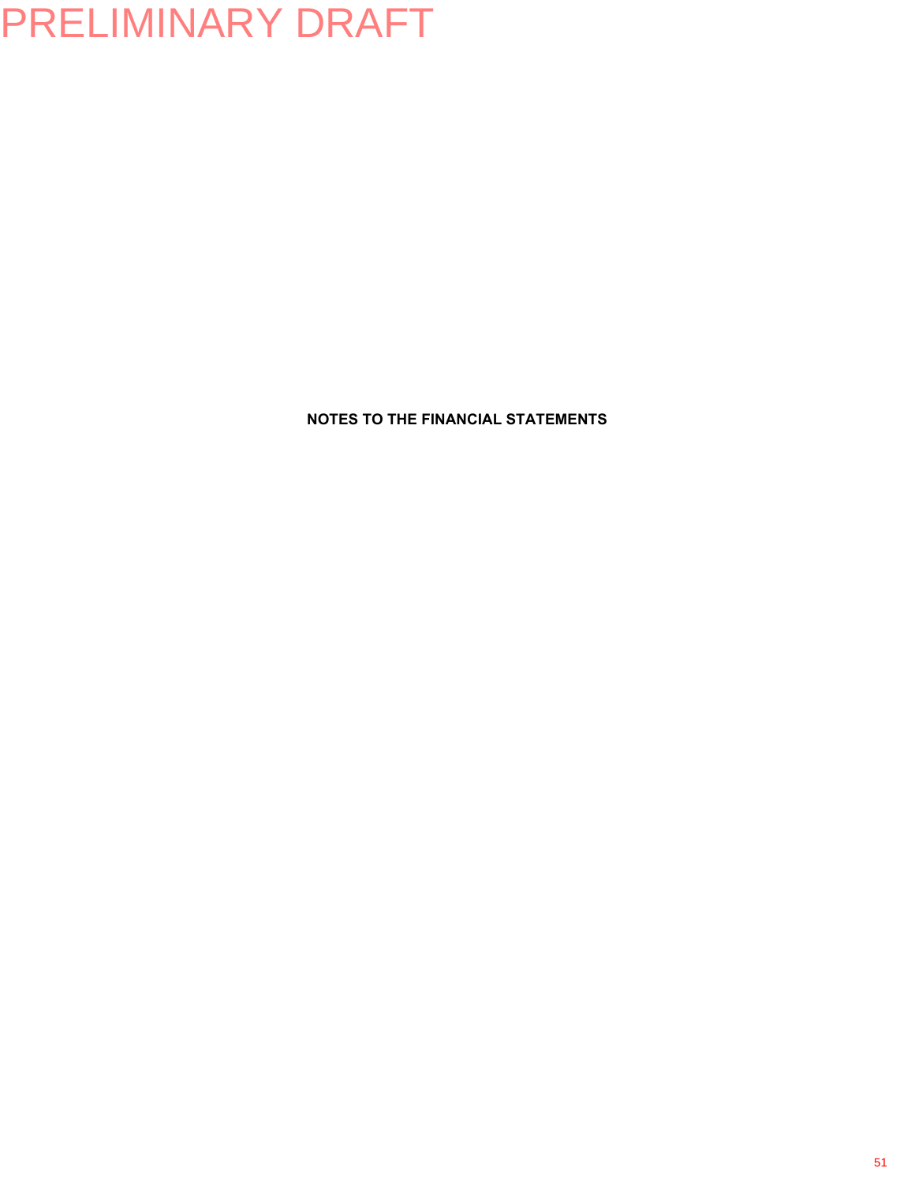PRELIMINARY DRAFT

# NOTES TO THE FINANCIAL STATEMENTS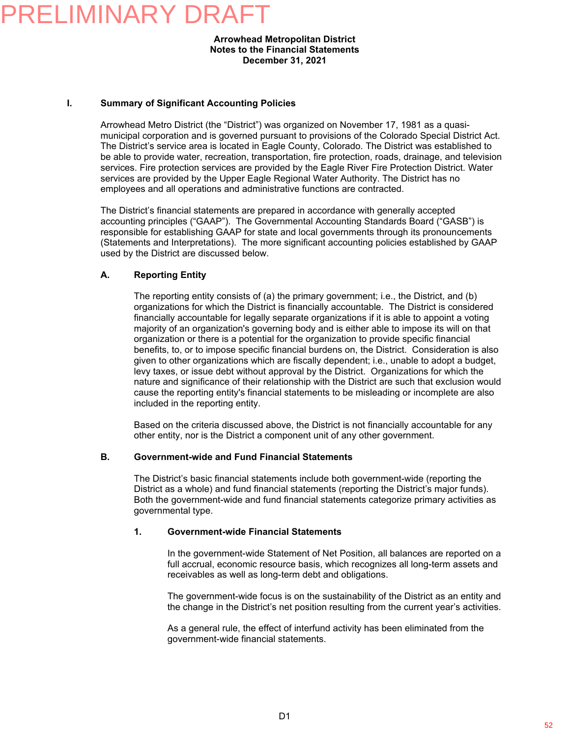PRELIMINARY DRAFT

**Arrowhead Metropolitan District**
**Notes to the Financial Statements**
**December 31, 2021**

## I. Summary of Significant Accounting Policies

Arrowhead Metro District (the "District") was organized on November 17, 1981 as a quasi-municipal corporation and is governed pursuant to provisions of the Colorado Special District Act. The District's service area is located in Eagle County, Colorado. The District was established to be able to provide water, recreation, transportation, fire protection, roads, drainage, and television services. Fire protection services are provided by the Eagle River Fire Protection District. Water services are provided by the Upper Eagle Regional Water Authority. The District has no employees and all operations and administrative functions are contracted.

The District's financial statements are prepared in accordance with generally accepted accounting principles ("GAAP"). The Governmental Accounting Standards Board ("GASB") is responsible for establishing GAAP for state and local governments through its pronouncements (Statements and Interpretations). The more significant accounting policies established by GAAP used by the District are discussed below.

### A. Reporting Entity

The reporting entity consists of (a) the primary government; i.e., the District, and (b) organizations for which the District is financially accountable. The District is considered financially accountable for legally separate organizations if it is able to appoint a voting majority of an organization's governing body and is either able to impose its will on that organization or there is a potential for the organization to provide specific financial benefits, to, or to impose specific financial burdens on, the District. Consideration is also given to other organizations which are fiscally dependent; i.e., unable to adopt a budget, levy taxes, or issue debt without approval by the District. Organizations for which the nature and significance of their relationship with the District are such that exclusion would cause the reporting entity's financial statements to be misleading or incomplete are also included in the reporting entity.

Based on the criteria discussed above, the District is not financially accountable for any other entity, nor is the District a component unit of any other government.

### B. Government-wide and Fund Financial Statements

The District's basic financial statements include both government-wide (reporting the District as a whole) and fund financial statements (reporting the District's major funds). Both the government-wide and fund financial statements categorize primary activities as governmental type.

#### 1. Government-wide Financial Statements

In the government-wide Statement of Net Position, all balances are reported on a full accrual, economic resource basis, which recognizes all long-term assets and receivables as well as long-term debt and obligations.

The government-wide focus is on the sustainability of the District as an entity and the change in the District's net position resulting from the current year's activities.

As a general rule, the effect of interfund activity has been eliminated from the government-wide financial statements.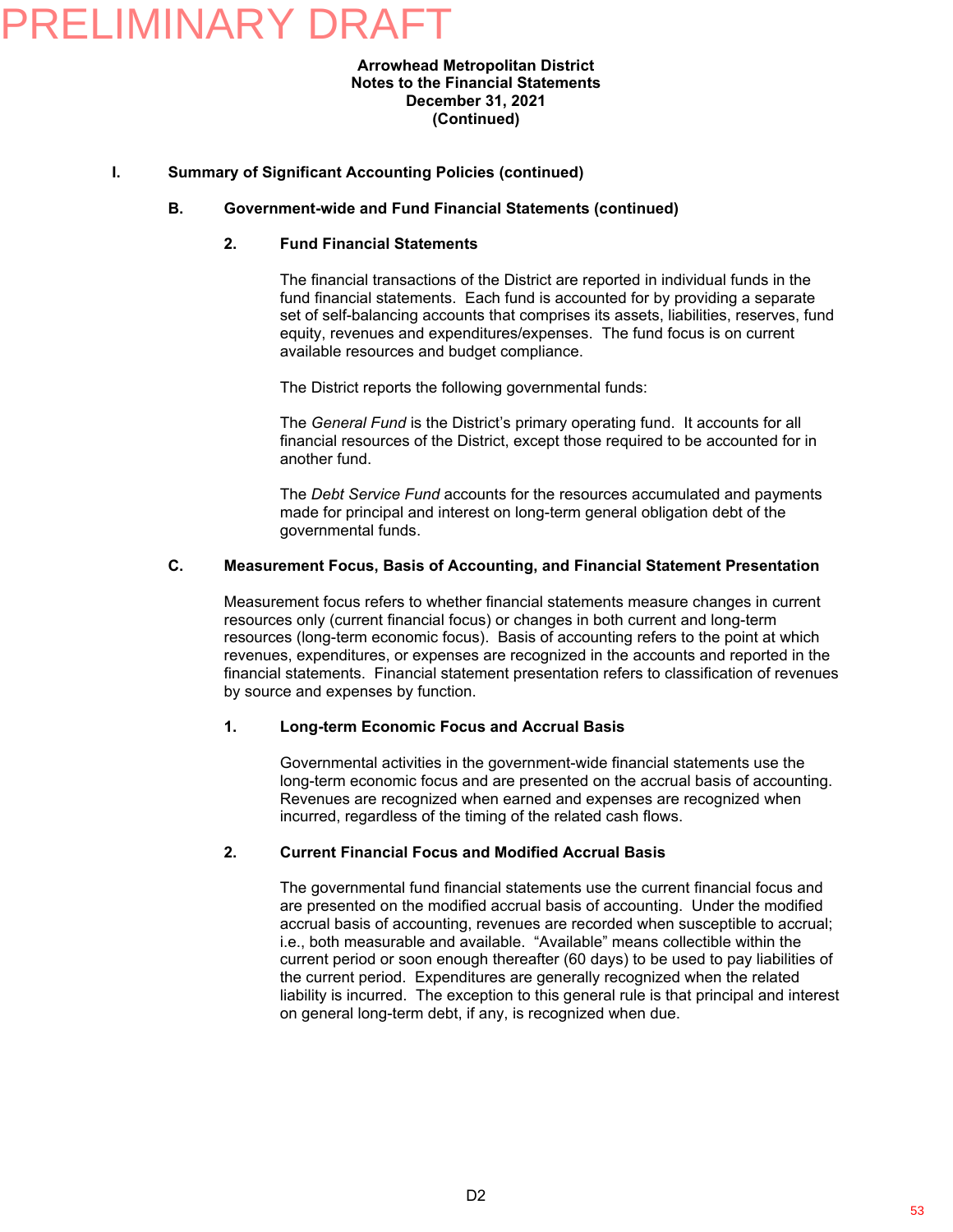PRELIMINARY DRAFT

**Arrowhead Metropolitan District**
**Notes to the Financial Statements**
**December 31, 2021**
**(Continued)**

## I. Summary of Significant Accounting Policies (continued)

### B. Government-wide and Fund Financial Statements (continued)

#### 2. Fund Financial Statements

The financial transactions of the District are reported in individual funds in the fund financial statements. Each fund is accounted for by providing a separate set of self-balancing accounts that comprises its assets, liabilities, reserves, fund equity, revenues and expenditures/expenses. The fund focus is on current available resources and budget compliance.

The District reports the following governmental funds:

The *General Fund* is the District's primary operating fund. It accounts for all financial resources of the District, except those required to be accounted for in another fund.

The *Debt Service Fund* accounts for the resources accumulated and payments made for principal and interest on long-term general obligation debt of the governmental funds.

### C. Measurement Focus, Basis of Accounting, and Financial Statement Presentation

Measurement focus refers to whether financial statements measure changes in current resources only (current financial focus) or changes in both current and long-term resources (long-term economic focus). Basis of accounting refers to the point at which revenues, expenditures, or expenses are recognized in the accounts and reported in the financial statements. Financial statement presentation refers to classification of revenues by source and expenses by function.

#### 1. Long-term Economic Focus and Accrual Basis

Governmental activities in the government-wide financial statements use the long-term economic focus and are presented on the accrual basis of accounting. Revenues are recognized when earned and expenses are recognized when incurred, regardless of the timing of the related cash flows.

#### 2. Current Financial Focus and Modified Accrual Basis

The governmental fund financial statements use the current financial focus and are presented on the modified accrual basis of accounting. Under the modified accrual basis of accounting, revenues are recorded when susceptible to accrual; i.e., both measurable and available. "Available" means collectible within the current period or soon enough thereafter (60 days) to be used to pay liabilities of the current period. Expenditures are generally recognized when the related liability is incurred. The exception to this general rule is that principal and interest on general long-term debt, if any, is recognized when due.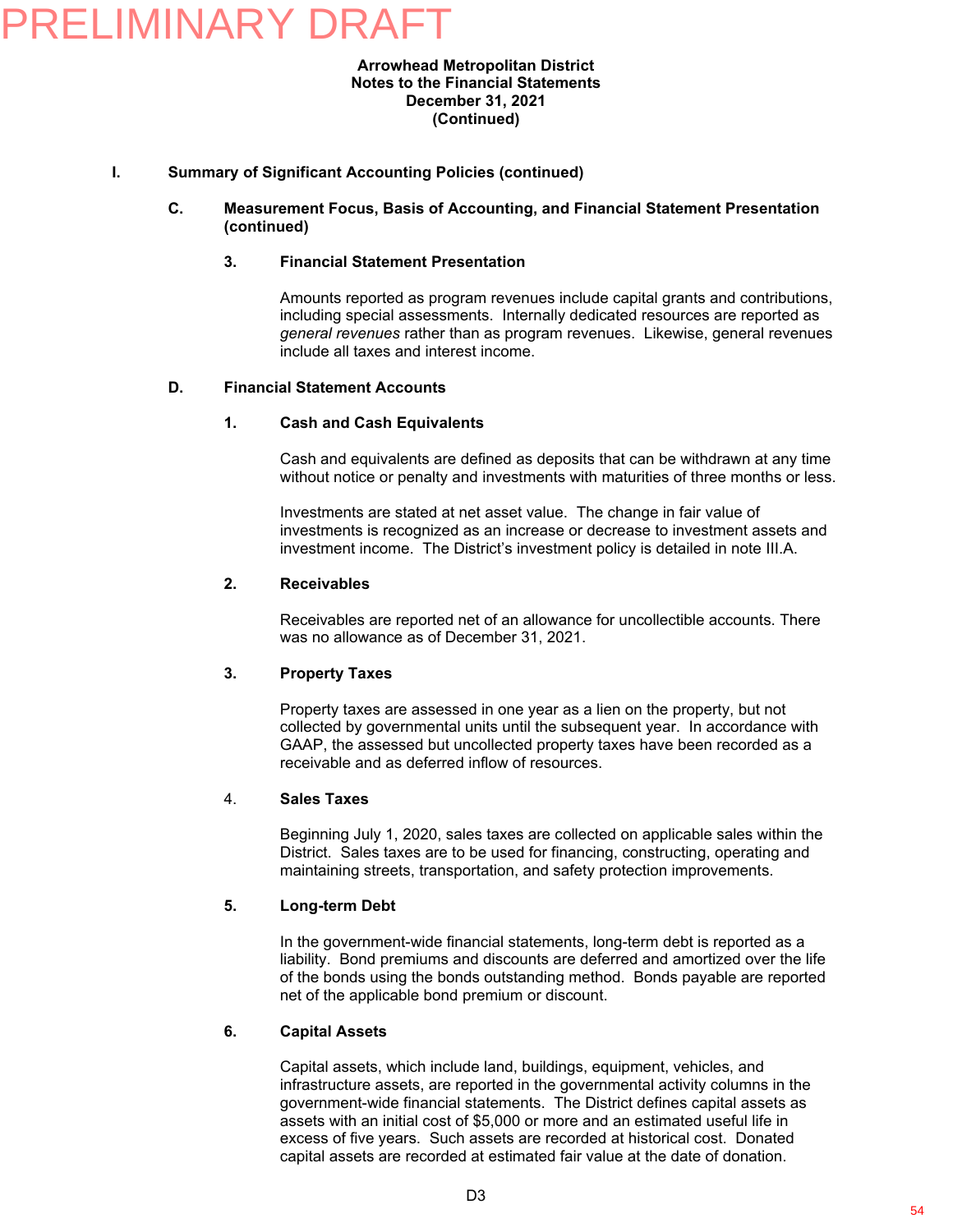PRELIMINARY DRAFT

**Arrowhead Metropolitan District**
**Notes to the Financial Statements**
**December 31, 2021**
**(Continued)**

## I. Summary of Significant Accounting Policies (continued)

### C. Measurement Focus, Basis of Accounting, and Financial Statement Presentation (continued)

#### 3. Financial Statement Presentation

Amounts reported as program revenues include capital grants and contributions, including special assessments. Internally dedicated resources are reported as *general revenues* rather than as program revenues. Likewise, general revenues include all taxes and interest income.

### D. Financial Statement Accounts

#### 1. Cash and Cash Equivalents

Cash and equivalents are defined as deposits that can be withdrawn at any time without notice or penalty and investments with maturities of three months or less.

Investments are stated at net asset value. The change in fair value of investments is recognized as an increase or decrease to investment assets and investment income. The District's investment policy is detailed in note III.A.

#### 2. Receivables

Receivables are reported net of an allowance for uncollectible accounts. There was no allowance as of December 31, 2021.

#### 3. Property Taxes

Property taxes are assessed in one year as a lien on the property, but not collected by governmental units until the subsequent year. In accordance with GAAP, the assessed but uncollected property taxes have been recorded as a receivable and as deferred inflow of resources.

#### 4. Sales Taxes

Beginning July 1, 2020, sales taxes are collected on applicable sales within the District. Sales taxes are to be used for financing, constructing, operating and maintaining streets, transportation, and safety protection improvements.

#### 5. Long-term Debt

In the government-wide financial statements, long-term debt is reported as a liability. Bond premiums and discounts are deferred and amortized over the life of the bonds using the bonds outstanding method. Bonds payable are reported net of the applicable bond premium or discount.

#### 6. Capital Assets

Capital assets, which include land, buildings, equipment, vehicles, and infrastructure assets, are reported in the governmental activity columns in the government-wide financial statements. The District defines capital assets as assets with an initial cost of $5,000 or more and an estimated useful life in excess of five years. Such assets are recorded at historical cost. Donated capital assets are recorded at estimated fair value at the date of donation.

D3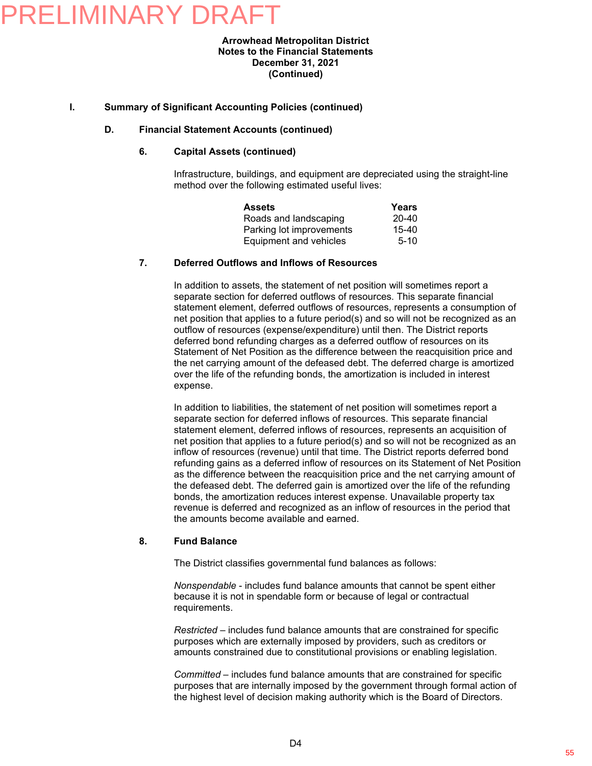PRELIMINARY DRAFT

**Arrowhead Metropolitan District**
**Notes to the Financial Statements**
**December 31, 2021**
**(Continued)**

## I. Summary of Significant Accounting Policies (continued)

### D. Financial Statement Accounts (continued)

#### 6. Capital Assets (continued)

Infrastructure, buildings, and equipment are depreciated using the straight-line method over the following estimated useful lives:

| Assets | Years |
|---|---|
| Roads and landscaping | 20-40 |
| Parking lot improvements | 15-40 |
| Equipment and vehicles | 5-10 |

#### 7. Deferred Outflows and Inflows of Resources

In addition to assets, the statement of net position will sometimes report a separate section for deferred outflows of resources. This separate financial statement element, deferred outflows of resources, represents a consumption of net position that applies to a future period(s) and so will not be recognized as an outflow of resources (expense/expenditure) until then. The District reports deferred bond refunding charges as a deferred outflow of resources on its Statement of Net Position as the difference between the reacquisition price and the net carrying amount of the defeased debt. The deferred charge is amortized over the life of the refunding bonds, the amortization is included in interest expense.

In addition to liabilities, the statement of net position will sometimes report a separate section for deferred inflows of resources. This separate financial statement element, deferred inflows of resources, represents an acquisition of net position that applies to a future period(s) and so will not be recognized as an inflow of resources (revenue) until that time. The District reports deferred bond refunding gains as a deferred inflow of resources on its Statement of Net Position as the difference between the reacquisition price and the net carrying amount of the defeased debt. The deferred gain is amortized over the life of the refunding bonds, the amortization reduces interest expense. Unavailable property tax revenue is deferred and recognized as an inflow of resources in the period that the amounts become available and earned.

#### 8. Fund Balance

The District classifies governmental fund balances as follows:

*Nonspendable* - includes fund balance amounts that cannot be spent either because it is not in spendable form or because of legal or contractual requirements.

*Restricted* – includes fund balance amounts that are constrained for specific purposes which are externally imposed by providers, such as creditors or amounts constrained due to constitutional provisions or enabling legislation.

*Committed* – includes fund balance amounts that are constrained for specific purposes that are internally imposed by the government through formal action of the highest level of decision making authority which is the Board of Directors.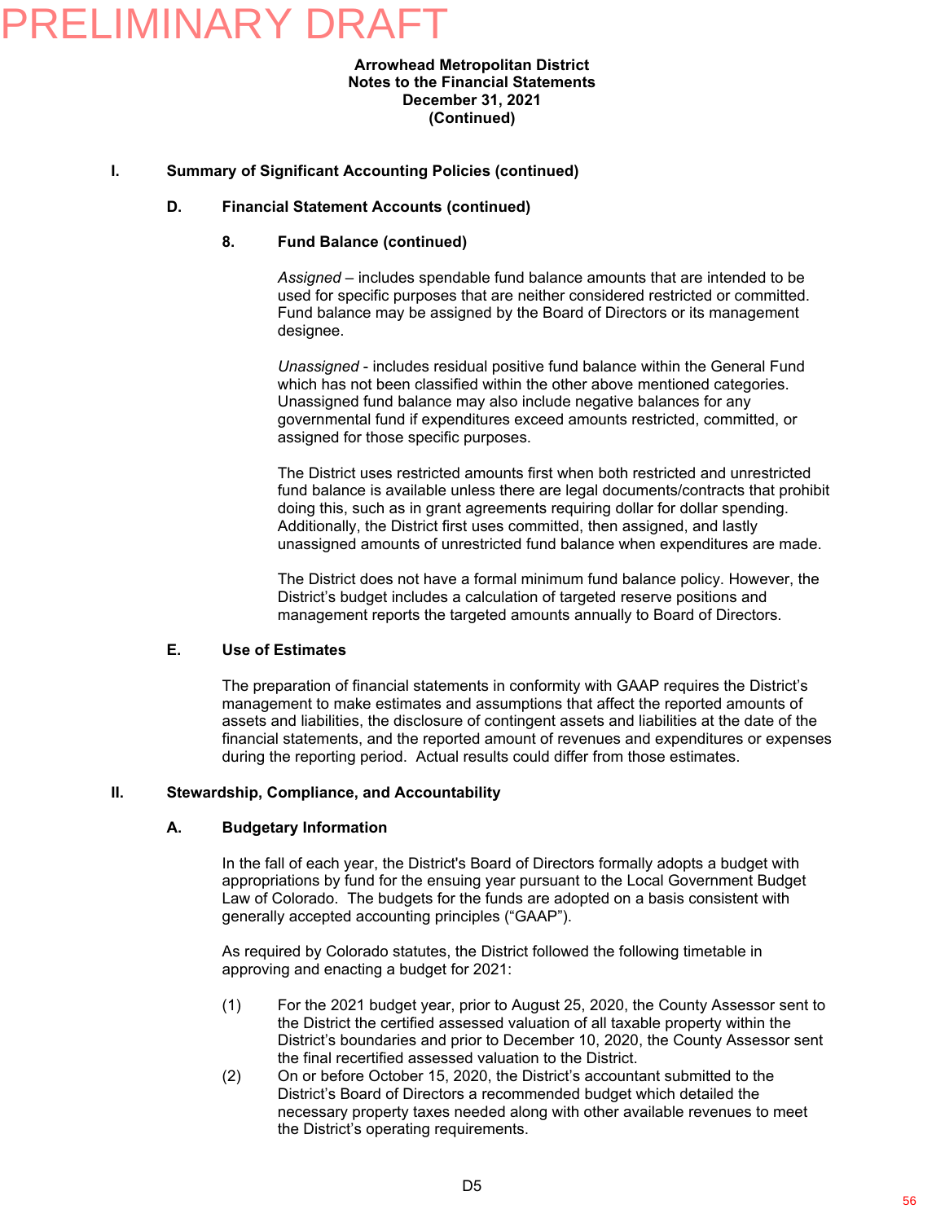# I. Summary of Significant Accounting Policies (continued)

## D. Financial Statement Accounts (continued)

### 8. Fund Balance (continued)

*Assigned* – includes spendable fund balance amounts that are intended to be used for specific purposes that are neither considered restricted or committed. Fund balance may be assigned by the Board of Directors or its management designee.

*Unassigned* - includes residual positive fund balance within the General Fund which has not been classified within the other above mentioned categories. Unassigned fund balance may also include negative balances for any governmental fund if expenditures exceed amounts restricted, committed, or assigned for those specific purposes.

The District uses restricted amounts first when both restricted and unrestricted fund balance is available unless there are legal documents/contracts that prohibit doing this, such as in grant agreements requiring dollar for dollar spending. Additionally, the District first uses committed, then assigned, and lastly unassigned amounts of unrestricted fund balance when expenditures are made.

The District does not have a formal minimum fund balance policy. However, the District's budget includes a calculation of targeted reserve positions and management reports the targeted amounts annually to Board of Directors.

## E. Use of Estimates

The preparation of financial statements in conformity with GAAP requires the District's management to make estimates and assumptions that affect the reported amounts of assets and liabilities, the disclosure of contingent assets and liabilities at the date of the financial statements, and the reported amount of revenues and expenditures or expenses during the reporting period. Actual results could differ from those estimates.

# II. Stewardship, Compliance, and Accountability

## A. Budgetary Information

In the fall of each year, the District's Board of Directors formally adopts a budget with appropriations by fund for the ensuing year pursuant to the Local Government Budget Law of Colorado. The budgets for the funds are adopted on a basis consistent with generally accepted accounting principles ("GAAP").

As required by Colorado statutes, the District followed the following timetable in approving and enacting a budget for 2021:

(1) For the 2021 budget year, prior to August 25, 2020, the County Assessor sent to the District the certified assessed valuation of all taxable property within the District's boundaries and prior to December 10, 2020, the County Assessor sent the final recertified assessed valuation to the District.

(2) On or before October 15, 2020, the District's accountant submitted to the District's Board of Directors a recommended budget which detailed the necessary property taxes needed along with other available revenues to meet the District's operating requirements.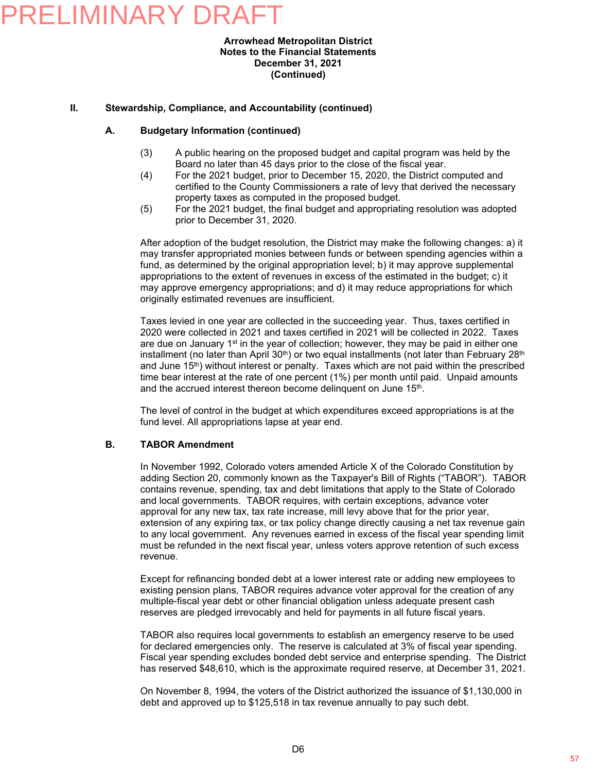PRELIMINARY DRAFT

**Arrowhead Metropolitan District**
**Notes to the Financial Statements**
**December 31, 2021**
**(Continued)**

## II. Stewardship, Compliance, and Accountability (continued)

### A. Budgetary Information (continued)

(3) A public hearing on the proposed budget and capital program was held by the Board no later than 45 days prior to the close of the fiscal year.

(4) For the 2021 budget, prior to December 15, 2020, the District computed and certified to the County Commissioners a rate of levy that derived the necessary property taxes as computed in the proposed budget.

(5) For the 2021 budget, the final budget and appropriating resolution was adopted prior to December 31, 2020.

After adoption of the budget resolution, the District may make the following changes: a) it may transfer appropriated monies between funds or between spending agencies within a fund, as determined by the original appropriation level; b) it may approve supplemental appropriations to the extent of revenues in excess of the estimated in the budget; c) it may approve emergency appropriations; and d) it may reduce appropriations for which originally estimated revenues are insufficient.

Taxes levied in one year are collected in the succeeding year. Thus, taxes certified in 2020 were collected in 2021 and taxes certified in 2021 will be collected in 2022. Taxes are due on January 1st in the year of collection; however, they may be paid in either one installment (no later than April 30th) or two equal installments (not later than February 28th and June 15th) without interest or penalty. Taxes which are not paid within the prescribed time bear interest at the rate of one percent (1%) per month until paid. Unpaid amounts and the accrued interest thereon become delinquent on June 15th.

The level of control in the budget at which expenditures exceed appropriations is at the fund level. All appropriations lapse at year end.

### B. TABOR Amendment

In November 1992, Colorado voters amended Article X of the Colorado Constitution by adding Section 20, commonly known as the Taxpayer's Bill of Rights ("TABOR"). TABOR contains revenue, spending, tax and debt limitations that apply to the State of Colorado and local governments. TABOR requires, with certain exceptions, advance voter approval for any new tax, tax rate increase, mill levy above that for the prior year, extension of any expiring tax, or tax policy change directly causing a net tax revenue gain to any local government. Any revenues earned in excess of the fiscal year spending limit must be refunded in the next fiscal year, unless voters approve retention of such excess revenue.

Except for refinancing bonded debt at a lower interest rate or adding new employees to existing pension plans, TABOR requires advance voter approval for the creation of any multiple-fiscal year debt or other financial obligation unless adequate present cash reserves are pledged irrevocably and held for payments in all future fiscal years.

TABOR also requires local governments to establish an emergency reserve to be used for declared emergencies only. The reserve is calculated at 3% of fiscal year spending. Fiscal year spending excludes bonded debt service and enterprise spending. The District has reserved $48,610, which is the approximate required reserve, at December 31, 2021.

On November 8, 1994, the voters of the District authorized the issuance of $1,130,000 in debt and approved up to $125,518 in tax revenue annually to pay such debt.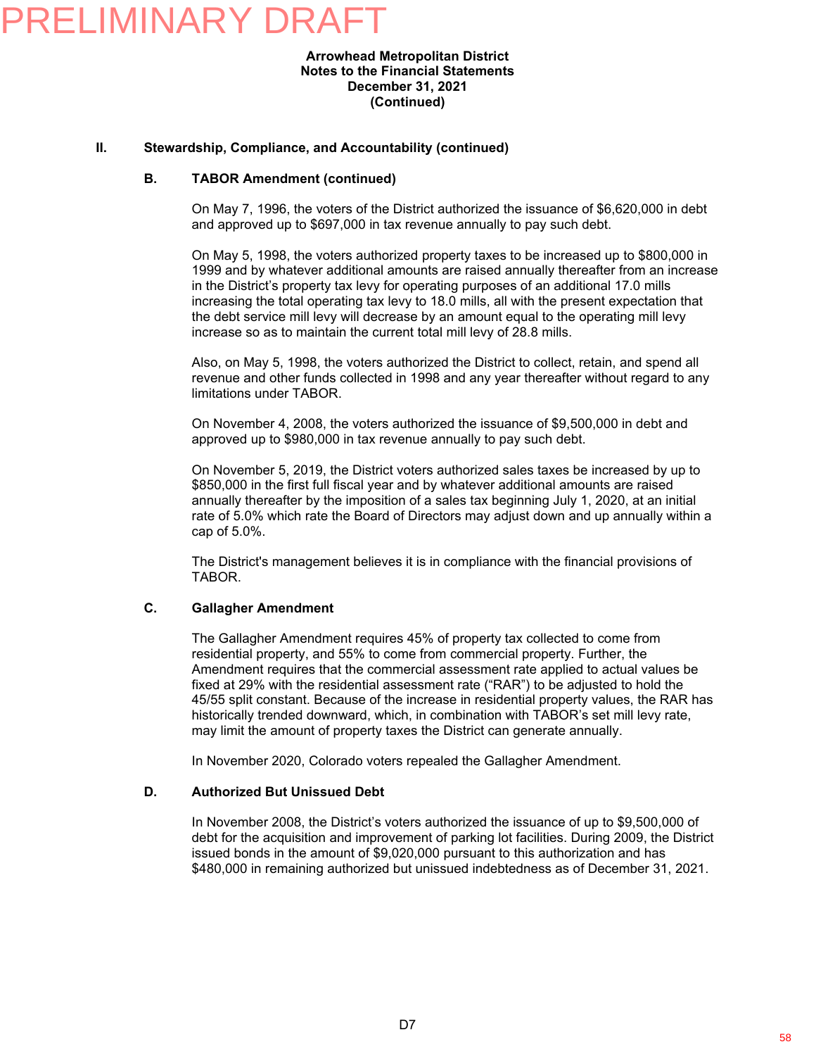PRELIMINARY DRAFT

**Arrowhead Metropolitan District**
**Notes to the Financial Statements**
**December 31, 2021**
**(Continued)**

## II. Stewardship, Compliance, and Accountability (continued)

### B. TABOR Amendment (continued)

On May 7, 1996, the voters of the District authorized the issuance of $6,620,000 in debt and approved up to $697,000 in tax revenue annually to pay such debt.

On May 5, 1998, the voters authorized property taxes to be increased up to $800,000 in 1999 and by whatever additional amounts are raised annually thereafter from an increase in the District's property tax levy for operating purposes of an additional 17.0 mills increasing the total operating tax levy to 18.0 mills, all with the present expectation that the debt service mill levy will decrease by an amount equal to the operating mill levy increase so as to maintain the current total mill levy of 28.8 mills.

Also, on May 5, 1998, the voters authorized the District to collect, retain, and spend all revenue and other funds collected in 1998 and any year thereafter without regard to any limitations under TABOR.

On November 4, 2008, the voters authorized the issuance of $9,500,000 in debt and approved up to $980,000 in tax revenue annually to pay such debt.

On November 5, 2019, the District voters authorized sales taxes be increased by up to $850,000 in the first full fiscal year and by whatever additional amounts are raised annually thereafter by the imposition of a sales tax beginning July 1, 2020, at an initial rate of 5.0% which rate the Board of Directors may adjust down and up annually within a cap of 5.0%.

The District's management believes it is in compliance with the financial provisions of TABOR.

### C. Gallagher Amendment

The Gallagher Amendment requires 45% of property tax collected to come from residential property, and 55% to come from commercial property. Further, the Amendment requires that the commercial assessment rate applied to actual values be fixed at 29% with the residential assessment rate ("RAR") to be adjusted to hold the 45/55 split constant. Because of the increase in residential property values, the RAR has historically trended downward, which, in combination with TABOR's set mill levy rate, may limit the amount of property taxes the District can generate annually.

In November 2020, Colorado voters repealed the Gallagher Amendment.

### D. Authorized But Unissued Debt

In November 2008, the District's voters authorized the issuance of up to $9,500,000 of debt for the acquisition and improvement of parking lot facilities. During 2009, the District issued bonds in the amount of $9,020,000 pursuant to this authorization and has $480,000 in remaining authorized but unissued indebtedness as of December 31, 2021.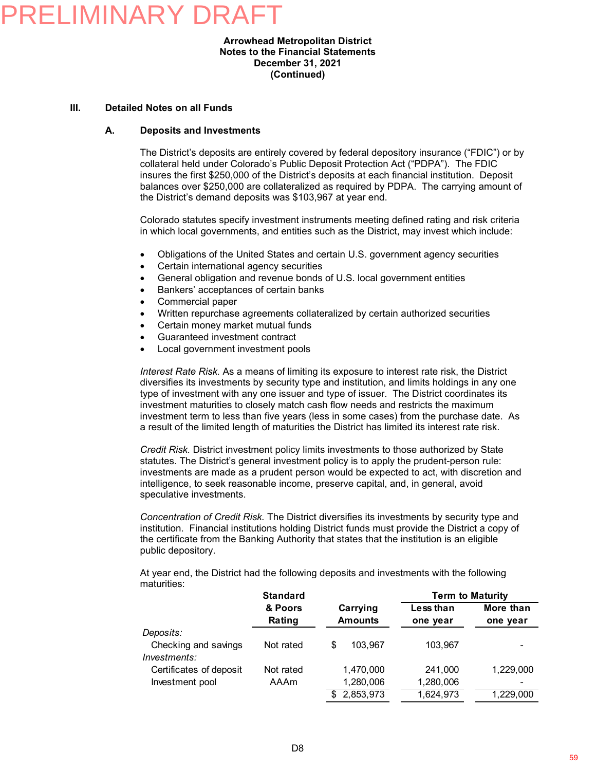PRELIMINARY DRAFT

**Arrowhead Metropolitan District**
**Notes to the Financial Statements**
**December 31, 2021**
**(Continued)**

## III. Detailed Notes on all Funds

### A. Deposits and Investments

The District's deposits are entirely covered by federal depository insurance ("FDIC") or by collateral held under Colorado's Public Deposit Protection Act ("PDPA"). The FDIC insures the first $250,000 of the District's deposits at each financial institution. Deposit balances over $250,000 are collateralized as required by PDPA. The carrying amount of the District's demand deposits was $103,967 at year end.

Colorado statutes specify investment instruments meeting defined rating and risk criteria in which local governments, and entities such as the District, may invest which include:

- Obligations of the United States and certain U.S. government agency securities
- Certain international agency securities
- General obligation and revenue bonds of U.S. local government entities
- Bankers' acceptances of certain banks
- Commercial paper
- Written repurchase agreements collateralized by certain authorized securities
- Certain money market mutual funds
- Guaranteed investment contract
- Local government investment pools

*Interest Rate Risk.* As a means of limiting its exposure to interest rate risk, the District diversifies its investments by security type and institution, and limits holdings in any one type of investment with any one issuer and type of issuer. The District coordinates its investment maturities to closely match cash flow needs and restricts the maximum investment term to less than five years (less in some cases) from the purchase date. As a result of the limited length of maturities the District has limited its interest rate risk.

*Credit Risk.* District investment policy limits investments to those authorized by State statutes. The District's general investment policy is to apply the prudent-person rule: investments are made as a prudent person would be expected to act, with discretion and intelligence, to seek reasonable income, preserve capital, and, in general, avoid speculative investments.

*Concentration of Credit Risk.* The District diversifies its investments by security type and institution. Financial institutions holding District funds must provide the District a copy of the certificate from the Banking Authority that states that the institution is an eligible public depository.

At year end, the District had the following deposits and investments with the following maturities:

| | Standard & Poors Rating | Carrying Amounts | Term to Maturity | |
|---|---|---|---|---|
| | | | Less than one year | More than one year |
| *Deposits:* | | | | |
| Checking and savings | Not rated | $ 103,967 | 103,967 | - |
| *Investments:* | | | | |
| Certificates of deposit | Not rated | 1,470,000 | 241,000 | 1,229,000 |
| Investment pool | AAAm | 1,280,006 | 1,280,006 | - |
| | | $ 2,853,973 | 1,624,973 | 1,229,000 |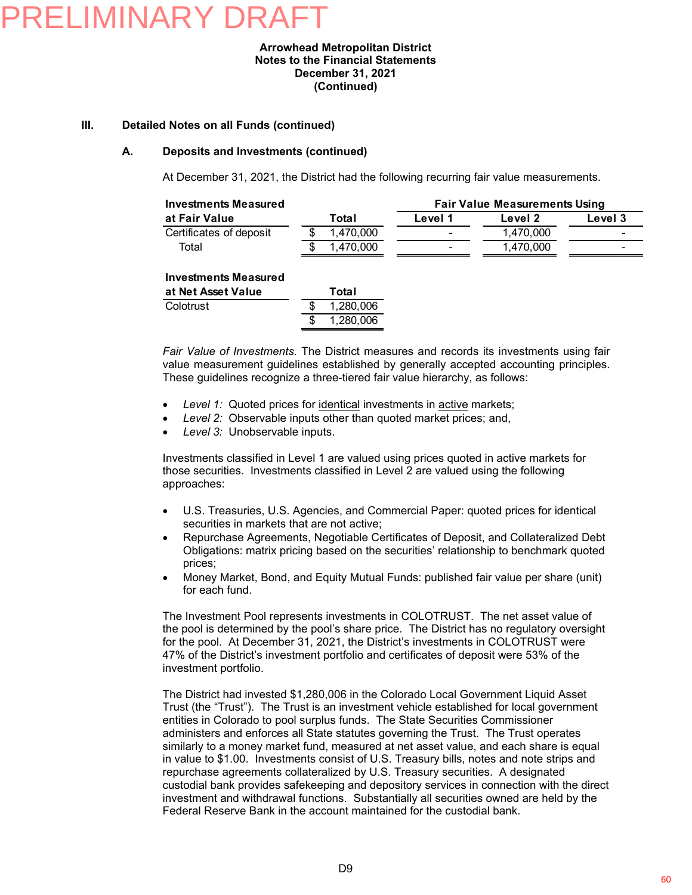PRELIMINARY DRAFT

**Arrowhead Metropolitan District**
**Notes to the Financial Statements**
**December 31, 2021**
**(Continued)**

## III. Detailed Notes on all Funds (continued)

### A. Deposits and Investments (continued)

At December 31, 2021, the District had the following recurring fair value measurements.

| Investments Measured at Fair Value | Total | Fair Value Measurements Using Level 1 | Level 2 | Level 3 |
|---|---|---|---|---|
| Certificates of deposit | $ 1,470,000 | - | 1,470,000 | - |
| Total | $ 1,470,000 | - | 1,470,000 | - |

| Investments Measured at Net Asset Value | Total |
|---|---|
| Colotrust | $ 1,280,006 |
| | $ 1,280,006 |

*Fair Value of Investments.* The District measures and records its investments using fair value measurement guidelines established by generally accepted accounting principles. These guidelines recognize a three-tiered fair value hierarchy, as follows:

- *Level 1:* Quoted prices for identical investments in active markets;
- *Level 2:* Observable inputs other than quoted market prices; and,
- *Level 3:* Unobservable inputs.

Investments classified in Level 1 are valued using prices quoted in active markets for those securities. Investments classified in Level 2 are valued using the following approaches:

- U.S. Treasuries, U.S. Agencies, and Commercial Paper: quoted prices for identical securities in markets that are not active;
- Repurchase Agreements, Negotiable Certificates of Deposit, and Collateralized Debt Obligations: matrix pricing based on the securities' relationship to benchmark quoted prices;
- Money Market, Bond, and Equity Mutual Funds: published fair value per share (unit) for each fund.

The Investment Pool represents investments in COLOTRUST. The net asset value of the pool is determined by the pool's share price. The District has no regulatory oversight for the pool. At December 31, 2021, the District's investments in COLOTRUST were 47% of the District's investment portfolio and certificates of deposit were 53% of the investment portfolio.

The District had invested $1,280,006 in the Colorado Local Government Liquid Asset Trust (the "Trust"). The Trust is an investment vehicle established for local government entities in Colorado to pool surplus funds. The State Securities Commissioner administers and enforces all State statutes governing the Trust. The Trust operates similarly to a money market fund, measured at net asset value, and each share is equal in value to $1.00. Investments consist of U.S. Treasury bills, notes and note strips and repurchase agreements collateralized by U.S. Treasury securities. A designated custodial bank provides safekeeping and depository services in connection with the direct investment and withdrawal functions. Substantially all securities owned are held by the Federal Reserve Bank in the account maintained for the custodial bank.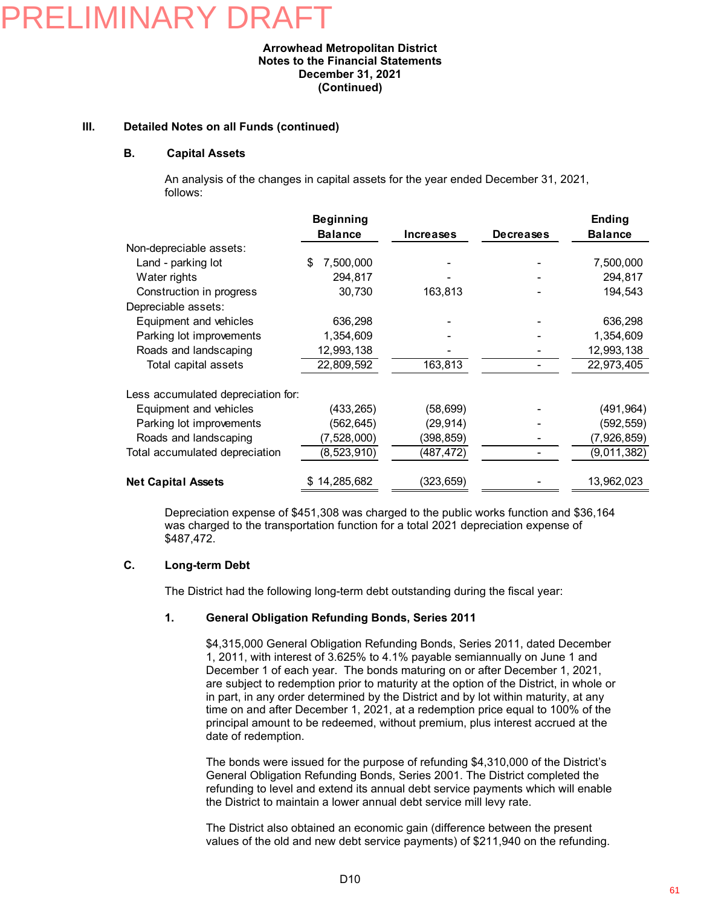PRELIMINARY DRAFT

**Arrowhead Metropolitan District**
**Notes to the Financial Statements**
**December 31, 2021**
**(Continued)**

## III. Detailed Notes on all Funds (continued)

### B. Capital Assets

An analysis of the changes in capital assets for the year ended December 31, 2021, follows:

| | Beginning Balance | Increases | Decreases | Ending Balance |
|---|---|---|---|---|
| Non-depreciable assets: | | | | |
| Land - parking lot | $ 7,500,000 | - | - | 7,500,000 |
| Water rights | 294,817 | - | - | 294,817 |
| Construction in progress | 30,730 | 163,813 | - | 194,543 |
| Depreciable assets: | | | | |
| Equipment and vehicles | 636,298 | - | - | 636,298 |
| Parking lot improvements | 1,354,609 | - | - | 1,354,609 |
| Roads and landscaping | 12,993,138 | - | - | 12,993,138 |
| Total capital assets | 22,809,592 | 163,813 | - | 22,973,405 |
| Less accumulated depreciation for: | | | | |
| Equipment and vehicles | (433,265) | (58,699) | - | (491,964) |
| Parking lot improvements | (562,645) | (29,914) | - | (592,559) |
| Roads and landscaping | (7,528,000) | (398,859) | - | (7,926,859) |
| Total accumulated depreciation | (8,523,910) | (487,472) | - | (9,011,382) |
| **Net Capital Assets** | $ 14,285,682 | (323,659) | - | 13,962,023 |

Depreciation expense of $451,308 was charged to the public works function and $36,164 was charged to the transportation function for a total 2021 depreciation expense of $487,472.

### C. Long-term Debt

The District had the following long-term debt outstanding during the fiscal year:

#### 1. General Obligation Refunding Bonds, Series 2011

$4,315,000 General Obligation Refunding Bonds, Series 2011, dated December 1, 2011, with interest of 3.625% to 4.1% payable semiannually on June 1 and December 1 of each year. The bonds maturing on or after December 1, 2021, are subject to redemption prior to maturity at the option of the District, in whole or in part, in any order determined by the District and by lot within maturity, at any time on and after December 1, 2021, at a redemption price equal to 100% of the principal amount to be redeemed, without premium, plus interest accrued at the date of redemption.

The bonds were issued for the purpose of refunding $4,310,000 of the District's General Obligation Refunding Bonds, Series 2001. The District completed the refunding to level and extend its annual debt service payments which will enable the District to maintain a lower annual debt service mill levy rate.

The District also obtained an economic gain (difference between the present values of the old and new debt service payments) of $211,940 on the refunding.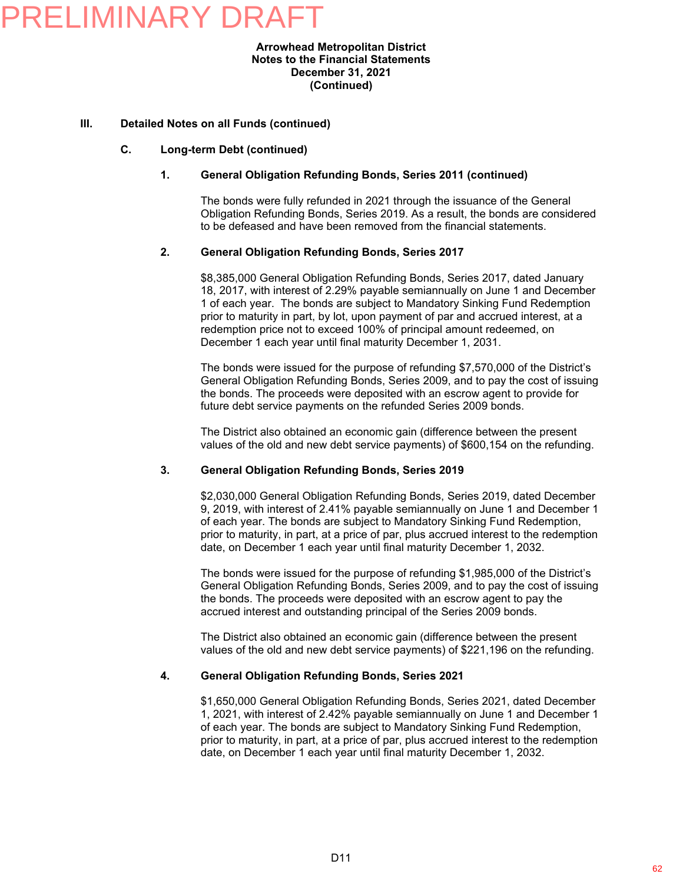PRELIMINARY DRAFT

**Arrowhead Metropolitan District**
**Notes to the Financial Statements**
**December 31, 2021**
**(Continued)**

## III. Detailed Notes on all Funds (continued)

### C. Long-term Debt (continued)

#### 1. General Obligation Refunding Bonds, Series 2011 (continued)

The bonds were fully refunded in 2021 through the issuance of the General Obligation Refunding Bonds, Series 2019. As a result, the bonds are considered to be defeased and have been removed from the financial statements.

#### 2. General Obligation Refunding Bonds, Series 2017

$8,385,000 General Obligation Refunding Bonds, Series 2017, dated January 18, 2017, with interest of 2.29% payable semiannually on June 1 and December 1 of each year. The bonds are subject to Mandatory Sinking Fund Redemption prior to maturity in part, by lot, upon payment of par and accrued interest, at a redemption price not to exceed 100% of principal amount redeemed, on December 1 each year until final maturity December 1, 2031.

The bonds were issued for the purpose of refunding $7,570,000 of the District's General Obligation Refunding Bonds, Series 2009, and to pay the cost of issuing the bonds. The proceeds were deposited with an escrow agent to provide for future debt service payments on the refunded Series 2009 bonds.

The District also obtained an economic gain (difference between the present values of the old and new debt service payments) of $600,154 on the refunding.

#### 3. General Obligation Refunding Bonds, Series 2019

$2,030,000 General Obligation Refunding Bonds, Series 2019, dated December 9, 2019, with interest of 2.41% payable semiannually on June 1 and December 1 of each year. The bonds are subject to Mandatory Sinking Fund Redemption, prior to maturity, in part, at a price of par, plus accrued interest to the redemption date, on December 1 each year until final maturity December 1, 2032.

The bonds were issued for the purpose of refunding $1,985,000 of the District's General Obligation Refunding Bonds, Series 2009, and to pay the cost of issuing the bonds. The proceeds were deposited with an escrow agent to pay the accrued interest and outstanding principal of the Series 2009 bonds.

The District also obtained an economic gain (difference between the present values of the old and new debt service payments) of $221,196 on the refunding.

#### 4. General Obligation Refunding Bonds, Series 2021

$1,650,000 General Obligation Refunding Bonds, Series 2021, dated December 1, 2021, with interest of 2.42% payable semiannually on June 1 and December 1 of each year. The bonds are subject to Mandatory Sinking Fund Redemption, prior to maturity, in part, at a price of par, plus accrued interest to the redemption date, on December 1 each year until final maturity December 1, 2032.

D11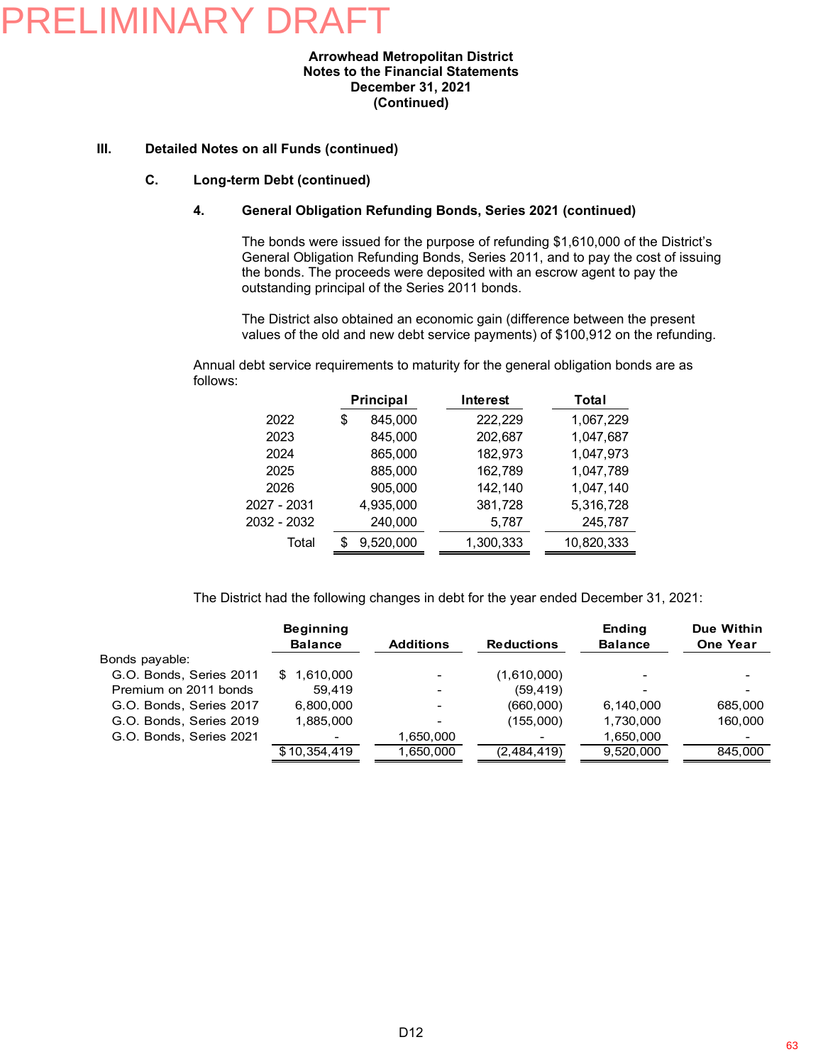PRELIMINARY DRAFT

**Arrowhead Metropolitan District**
**Notes to the Financial Statements**
**December 31, 2021**
**(Continued)**

## III. Detailed Notes on all Funds (continued)

### C. Long-term Debt (continued)

#### 4. General Obligation Refunding Bonds, Series 2021 (continued)

The bonds were issued for the purpose of refunding $1,610,000 of the District's General Obligation Refunding Bonds, Series 2011, and to pay the cost of issuing the bonds. The proceeds were deposited with an escrow agent to pay the outstanding principal of the Series 2011 bonds.

The District also obtained an economic gain (difference between the present values of the old and new debt service payments) of $100,912 on the refunding.

Annual debt service requirements to maturity for the general obligation bonds are as follows:

| | Principal | Interest | Total |
|---|---|---|---|
| 2022 | $ 845,000 | 222,229 | 1,067,229 |
| 2023 | 845,000 | 202,687 | 1,047,687 |
| 2024 | 865,000 | 182,973 | 1,047,973 |
| 2025 | 885,000 | 162,789 | 1,047,789 |
| 2026 | 905,000 | 142,140 | 1,047,140 |
| 2027 - 2031 | 4,935,000 | 381,728 | 5,316,728 |
| 2032 - 2032 | 240,000 | 5,787 | 245,787 |
| Total | $ 9,520,000 | 1,300,333 | 10,820,333 |

The District had the following changes in debt for the year ended December 31, 2021:

| | Beginning Balance | Additions | Reductions | Ending Balance | Due Within One Year |
|---|---|---|---|---|---|
| Bonds payable: | | | | | |
| G.O. Bonds, Series 2011 | $ 1,610,000 | - | (1,610,000) | - | - |
| Premium on 2011 bonds | 59,419 | - | (59,419) | - | - |
| G.O. Bonds, Series 2017 | 6,800,000 | - | (660,000) | 6,140,000 | 685,000 |
| G.O. Bonds, Series 2019 | 1,885,000 | - | (155,000) | 1,730,000 | 160,000 |
| G.O. Bonds, Series 2021 | - | 1,650,000 | - | 1,650,000 | - |
| | $ 10,354,419 | 1,650,000 | (2,484,419) | 9,520,000 | 845,000 |

D12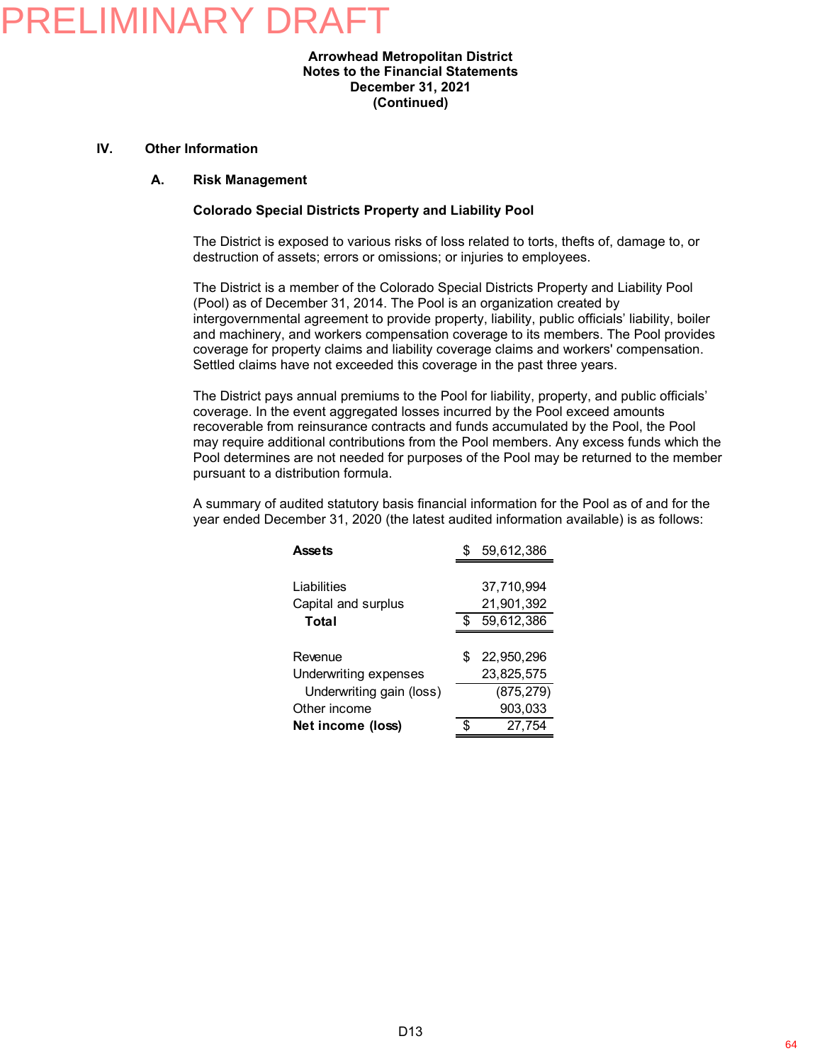PRELIMINARY DRAFT

# Arrowhead Metropolitan District
## Notes to the Financial Statements
## December 31, 2021
## (Continued)

## IV. Other Information

### A. Risk Management

**Colorado Special Districts Property and Liability Pool**

The District is exposed to various risks of loss related to torts, thefts of, damage to, or destruction of assets; errors or omissions; or injuries to employees.

The District is a member of the Colorado Special Districts Property and Liability Pool (Pool) as of December 31, 2014. The Pool is an organization created by intergovernmental agreement to provide property, liability, public officials' liability, boiler and machinery, and workers compensation coverage to its members. The Pool provides coverage for property claims and liability coverage claims and workers' compensation. Settled claims have not exceeded this coverage in the past three years.

The District pays annual premiums to the Pool for liability, property, and public officials' coverage. In the event aggregated losses incurred by the Pool exceed amounts recoverable from reinsurance contracts and funds accumulated by the Pool, the Pool may require additional contributions from the Pool members. Any excess funds which the Pool determines are not needed for purposes of the Pool may be returned to the member pursuant to a distribution formula.

A summary of audited statutory basis financial information for the Pool as of and for the year ended December 31, 2020 (the latest audited information available) is as follows:

| | |
|---|---|
| **Assets** | $ 59,612,386 |
| | |
| Liabilities | 37,710,994 |
| Capital and surplus | 21,901,392 |
| **Total** | $ 59,612,386 |
| | |
| Revenue | $ 22,950,296 |
| Underwriting expenses | 23,825,575 |
| Underwriting gain (loss) | (875,279) |
| Other income | 903,033 |
| **Net income (loss)** | $ 27,754 |

D13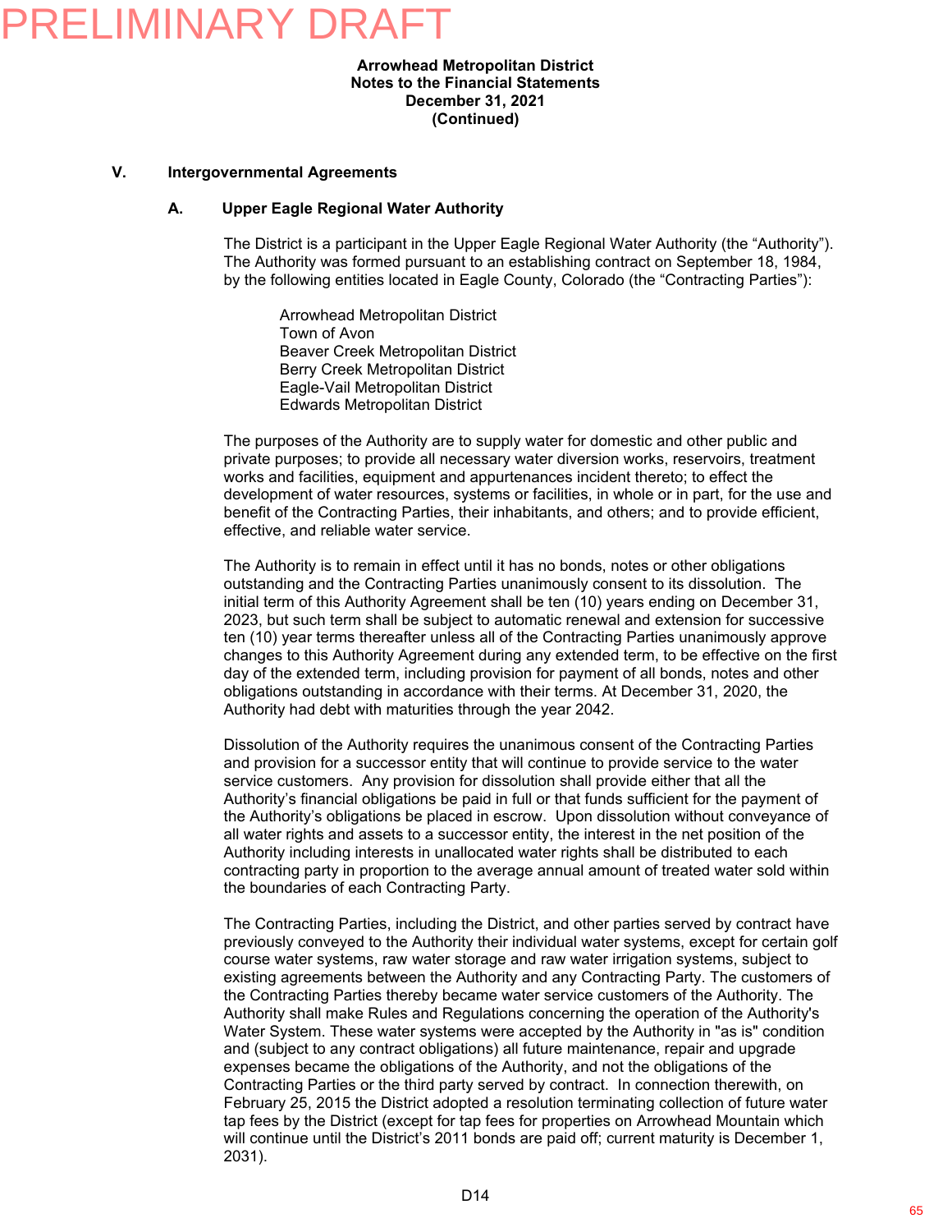PRELIMINARY DRAFT

**Arrowhead Metropolitan District**
**Notes to the Financial Statements**
**December 31, 2021**
**(Continued)**

## V. Intergovernmental Agreements

### A. Upper Eagle Regional Water Authority

The District is a participant in the Upper Eagle Regional Water Authority (the "Authority"). The Authority was formed pursuant to an establishing contract on September 18, 1984, by the following entities located in Eagle County, Colorado (the "Contracting Parties"):

Arrowhead Metropolitan District
Town of Avon
Beaver Creek Metropolitan District
Berry Creek Metropolitan District
Eagle-Vail Metropolitan District
Edwards Metropolitan District

The purposes of the Authority are to supply water for domestic and other public and private purposes; to provide all necessary water diversion works, reservoirs, treatment works and facilities, equipment and appurtenances incident thereto; to effect the development of water resources, systems or facilities, in whole or in part, for the use and benefit of the Contracting Parties, their inhabitants, and others; and to provide efficient, effective, and reliable water service.

The Authority is to remain in effect until it has no bonds, notes or other obligations outstanding and the Contracting Parties unanimously consent to its dissolution. The initial term of this Authority Agreement shall be ten (10) years ending on December 31, 2023, but such term shall be subject to automatic renewal and extension for successive ten (10) year terms thereafter unless all of the Contracting Parties unanimously approve changes to this Authority Agreement during any extended term, to be effective on the first day of the extended term, including provision for payment of all bonds, notes and other obligations outstanding in accordance with their terms. At December 31, 2020, the Authority had debt with maturities through the year 2042.

Dissolution of the Authority requires the unanimous consent of the Contracting Parties and provision for a successor entity that will continue to provide service to the water service customers. Any provision for dissolution shall provide either that all the Authority's financial obligations be paid in full or that funds sufficient for the payment of the Authority's obligations be placed in escrow. Upon dissolution without conveyance of all water rights and assets to a successor entity, the interest in the net position of the Authority including interests in unallocated water rights shall be distributed to each contracting party in proportion to the average annual amount of treated water sold within the boundaries of each Contracting Party.

The Contracting Parties, including the District, and other parties served by contract have previously conveyed to the Authority their individual water systems, except for certain golf course water systems, raw water storage and raw water irrigation systems, subject to existing agreements between the Authority and any Contracting Party. The customers of the Contracting Parties thereby became water service customers of the Authority. The Authority shall make Rules and Regulations concerning the operation of the Authority's Water System. These water systems were accepted by the Authority in "as is" condition and (subject to any contract obligations) all future maintenance, repair and upgrade expenses became the obligations of the Authority, and not the obligations of the Contracting Parties or the third party served by contract. In connection therewith, on February 25, 2015 the District adopted a resolution terminating collection of future water tap fees by the District (except for tap fees for properties on Arrowhead Mountain which will continue until the District's 2011 bonds are paid off; current maturity is December 1, 2031).

D14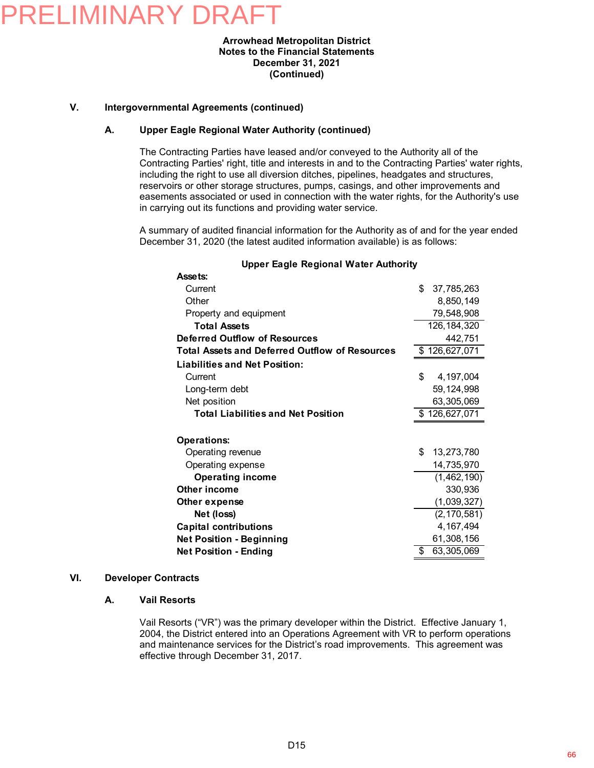PRELIMINARY DRAFT

**Arrowhead Metropolitan District**
**Notes to the Financial Statements**
**December 31, 2021**
**(Continued)**

## V. Intergovernmental Agreements (continued)

### A. Upper Eagle Regional Water Authority (continued)

The Contracting Parties have leased and/or conveyed to the Authority all of the Contracting Parties' right, title and interests in and to the Contracting Parties' water rights, including the right to use all diversion ditches, pipelines, headgates and structures, reservoirs or other storage structures, pumps, casings, and other improvements and easements associated or used in connection with the water rights, for the Authority's use in carrying out its functions and providing water service.

A summary of audited financial information for the Authority as of and for the year ended December 31, 2020 (the latest audited information available) is as follows:

**Upper Eagle Regional Water Authority**

| | |
|---|---|
| **Assets:** | |
| Current | $ 37,785,263 |
| Other | 8,850,149 |
| Property and equipment | 79,548,908 |
| **Total Assets** | 126,184,320 |
| **Deferred Outflow of Resources** | 442,751 |
| **Total Assets and Deferred Outflow of Resources** | $ 126,627,071 |
| **Liabilities and Net Position:** | |
| Current | $ 4,197,004 |
| Long-term debt | 59,124,998 |
| Net position | 63,305,069 |
| **Total Liabilities and Net Position** | $ 126,627,071 |
| | |
| **Operations:** | |
| Operating revenue | $ 13,273,780 |
| Operating expense | 14,735,970 |
| **Operating income** | (1,462,190) |
| **Other income** | 330,936 |
| **Other expense** | (1,039,327) |
| **Net (loss)** | (2,170,581) |
| **Capital contributions** | 4,167,494 |
| **Net Position - Beginning** | 61,308,156 |
| **Net Position - Ending** | $ 63,305,069 |

## VI. Developer Contracts

### A. Vail Resorts

Vail Resorts ("VR") was the primary developer within the District. Effective January 1, 2004, the District entered into an Operations Agreement with VR to perform operations and maintenance services for the District's road improvements. This agreement was effective through December 31, 2017.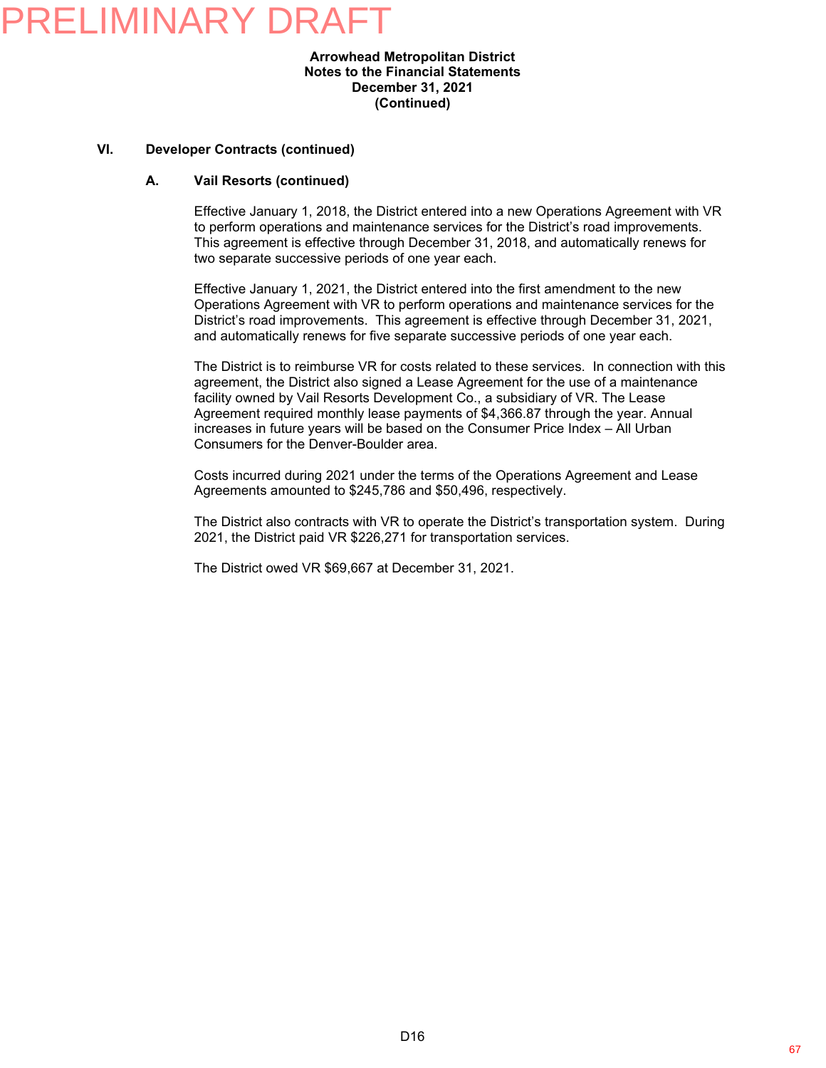PRELIMINARY DRAFT

**Arrowhead Metropolitan District**
**Notes to the Financial Statements**
**December 31, 2021**
**(Continued)**

## VI. Developer Contracts (continued)

### A. Vail Resorts (continued)

Effective January 1, 2018, the District entered into a new Operations Agreement with VR to perform operations and maintenance services for the District's road improvements. This agreement is effective through December 31, 2018, and automatically renews for two separate successive periods of one year each.

Effective January 1, 2021, the District entered into the first amendment to the new Operations Agreement with VR to perform operations and maintenance services for the District's road improvements. This agreement is effective through December 31, 2021, and automatically renews for five separate successive periods of one year each.

The District is to reimburse VR for costs related to these services. In connection with this agreement, the District also signed a Lease Agreement for the use of a maintenance facility owned by Vail Resorts Development Co., a subsidiary of VR. The Lease Agreement required monthly lease payments of $4,366.87 through the year. Annual increases in future years will be based on the Consumer Price Index – All Urban Consumers for the Denver-Boulder area.

Costs incurred during 2021 under the terms of the Operations Agreement and Lease Agreements amounted to $245,786 and $50,496, respectively.

The District also contracts with VR to operate the District's transportation system. During 2021, the District paid VR $226,271 for transportation services.

The District owed VR $69,667 at December 31, 2021.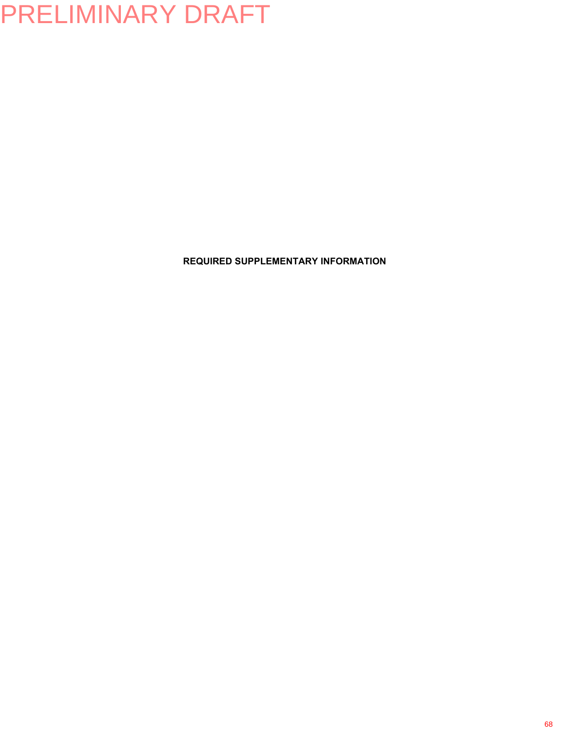PRELIMINARY DRAFT

**REQUIRED SUPPLEMENTARY INFORMATION**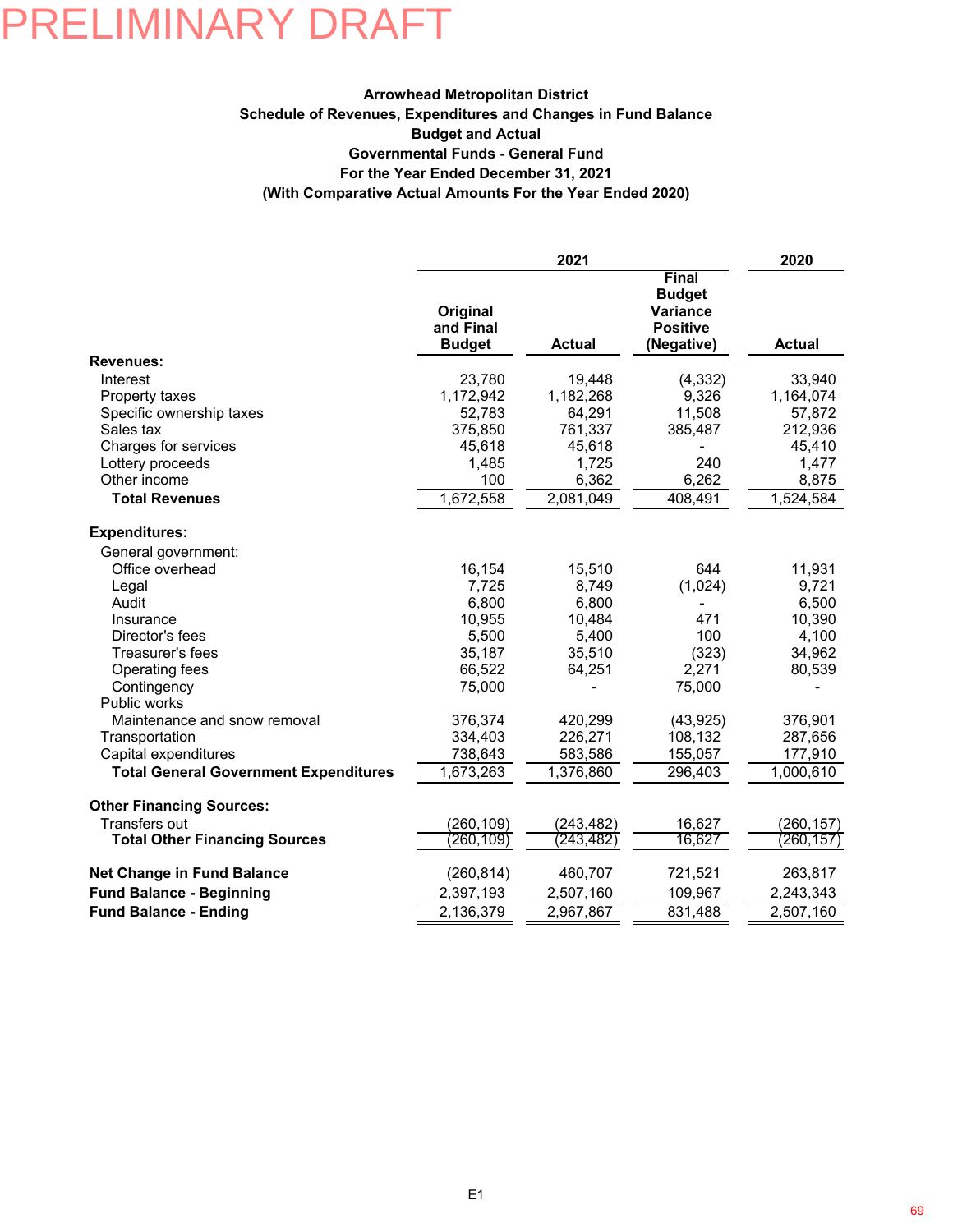PRELIMINARY DRAFT

**Arrowhead Metropolitan District**
**Schedule of Revenues, Expenditures and Changes in Fund Balance**
**Budget and Actual**
**Governmental Funds - General Fund**
**For the Year Ended December 31, 2021**
**(With Comparative Actual Amounts For the Year Ended 2020)**

| | 2021 | | | 2020 |
|---|---|---|---|---|
| | Original and Final Budget | Actual | Final Budget Variance Positive (Negative) | Actual |
| **Revenues:** | | | | |
| Interest | 23,780 | 19,448 | (4,332) | 33,940 |
| Property taxes | 1,172,942 | 1,182,268 | 9,326 | 1,164,074 |
| Specific ownership taxes | 52,783 | 64,291 | 11,508 | 57,872 |
| Sales tax | 375,850 | 761,337 | 385,487 | 212,936 |
| Charges for services | 45,618 | 45,618 | - | 45,410 |
| Lottery proceeds | 1,485 | 1,725 | 240 | 1,477 |
| Other income | 100 | 6,362 | 6,262 | 8,875 |
| **Total Revenues** | 1,672,558 | 2,081,049 | 408,491 | 1,524,584 |
| **Expenditures:** | | | | |
| General government: | | | | |
| Office overhead | 16,154 | 15,510 | 644 | 11,931 |
| Legal | 7,725 | 8,749 | (1,024) | 9,721 |
| Audit | 6,800 | 6,800 | - | 6,500 |
| Insurance | 10,955 | 10,484 | 471 | 10,390 |
| Director's fees | 5,500 | 5,400 | 100 | 4,100 |
| Treasurer's fees | 35,187 | 35,510 | (323) | 34,962 |
| Operating fees | 66,522 | 64,251 | 2,271 | 80,539 |
| Contingency | 75,000 | - | 75,000 | - |
| Public works | | | | |
| Maintenance and snow removal | 376,374 | 420,299 | (43,925) | 376,901 |
| Transportation | 334,403 | 226,271 | 108,132 | 287,656 |
| Capital expenditures | 738,643 | 583,586 | 155,057 | 177,910 |
| **Total General Government Expenditures** | 1,673,263 | 1,376,860 | 296,403 | 1,000,610 |
| **Other Financing Sources:** | | | | |
| Transfers out | (260,109) | (243,482) | 16,627 | (260,157) |
| **Total Other Financing Sources** | (260,109) | (243,482) | 16,627 | (260,157) |
| **Net Change in Fund Balance** | (260,814) | 460,707 | 721,521 | 263,817 |
| **Fund Balance - Beginning** | 2,397,193 | 2,507,160 | 109,967 | 2,243,343 |
| **Fund Balance - Ending** | 2,136,379 | 2,967,867 | 831,488 | 2,507,160 |

E1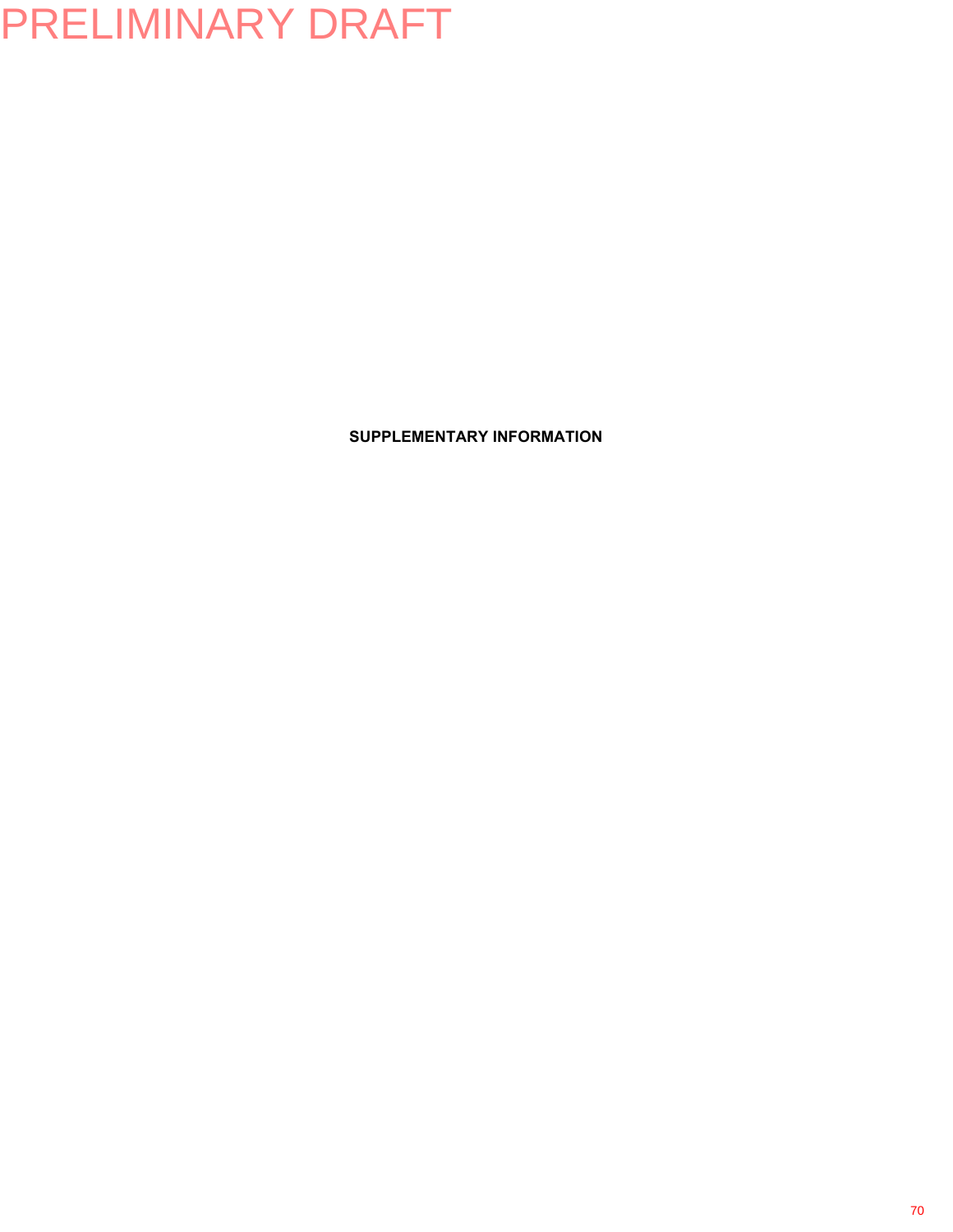PRELIMINARY DRAFT

**SUPPLEMENTARY INFORMATION**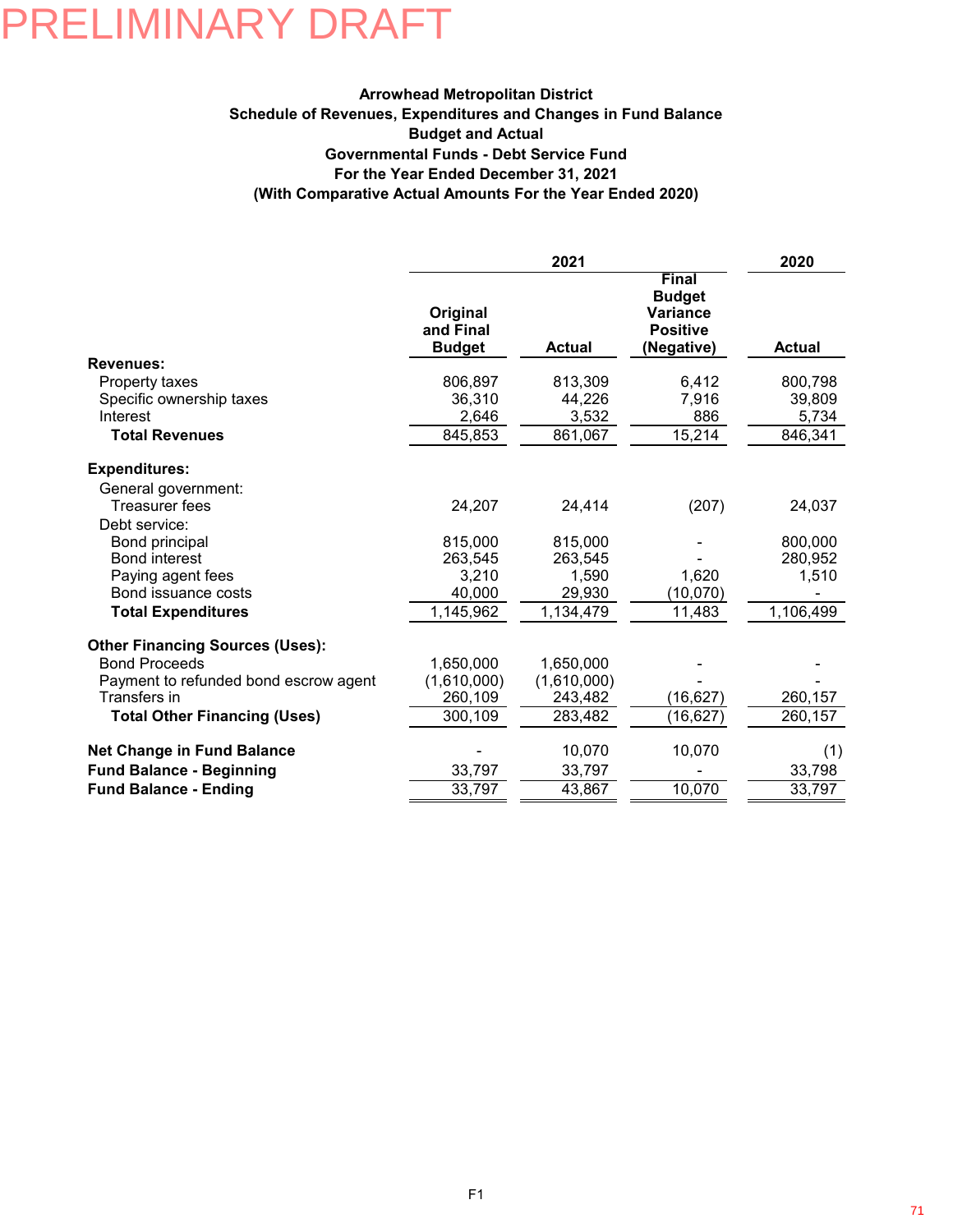PRELIMINARY DRAFT

**Arrowhead Metropolitan District**
**Schedule of Revenues, Expenditures and Changes in Fund Balance**
**Budget and Actual**
**Governmental Funds - Debt Service Fund**
**For the Year Ended December 31, 2021**
**(With Comparative Actual Amounts For the Year Ended 2020)**

| | 2021 | | | 2020 |
|---|---|---|---|---|
| | **Original and Final Budget** | **Actual** | **Final Budget Variance Positive (Negative)** | **Actual** |
| **Revenues:** | | | | |
| Property taxes | 806,897 | 813,309 | 6,412 | 800,798 |
| Specific ownership taxes | 36,310 | 44,226 | 7,916 | 39,809 |
| Interest | 2,646 | 3,532 | 886 | 5,734 |
| **Total Revenues** | 845,853 | 861,067 | 15,214 | 846,341 |
| **Expenditures:** | | | | |
| General government: | | | | |
| Treasurer fees | 24,207 | 24,414 | (207) | 24,037 |
| Debt service: | | | | |
| Bond principal | 815,000 | 815,000 | - | 800,000 |
| Bond interest | 263,545 | 263,545 | - | 280,952 |
| Paying agent fees | 3,210 | 1,590 | 1,620 | 1,510 |
| Bond issuance costs | 40,000 | 29,930 | (10,070) | - |
| **Total Expenditures** | 1,145,962 | 1,134,479 | 11,483 | 1,106,499 |
| **Other Financing Sources (Uses):** | | | | |
| Bond Proceeds | 1,650,000 | 1,650,000 | - | - |
| Payment to refunded bond escrow agent | (1,610,000) | (1,610,000) | - | - |
| Transfers in | 260,109 | 243,482 | (16,627) | 260,157 |
| **Total Other Financing (Uses)** | 300,109 | 283,482 | (16,627) | 260,157 |
| **Net Change in Fund Balance** | - | 10,070 | 10,070 | (1) |
| **Fund Balance - Beginning** | 33,797 | 33,797 | - | 33,798 |
| **Fund Balance - Ending** | 33,797 | 43,867 | 10,070 | 33,797 |

F1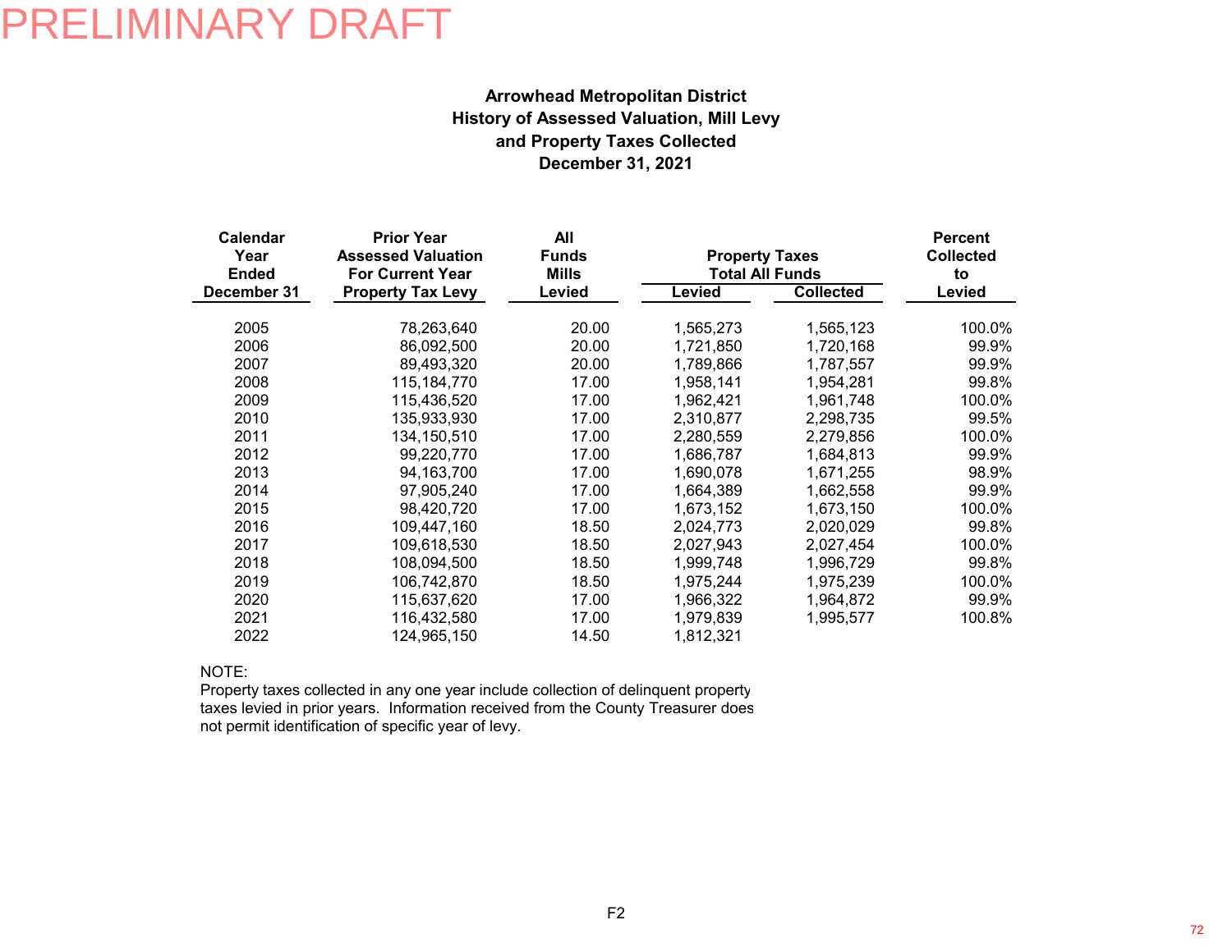PRELIMINARY DRAFT

**Arrowhead Metropolitan District**
**History of Assessed Valuation, Mill Levy**
**and Property Taxes Collected**
**December 31, 2021**

| Calendar Year Ended December 31 | Prior Year Assessed Valuation For Current Year Property Tax Levy | All Funds Mills Levied | Property Taxes Total All Funds | | Percent Collected to Levied |
|---|---|---|---|---|---|
| | | | Levied | Collected | |
| 2005 | 78,263,640 | 20.00 | 1,565,273 | 1,565,123 | 100.0% |
| 2006 | 86,092,500 | 20.00 | 1,721,850 | 1,720,168 | 99.9% |
| 2007 | 89,493,320 | 20.00 | 1,789,866 | 1,787,557 | 99.9% |
| 2008 | 115,184,770 | 17.00 | 1,958,141 | 1,954,281 | 99.8% |
| 2009 | 115,436,520 | 17.00 | 1,962,421 | 1,961,748 | 100.0% |
| 2010 | 135,933,930 | 17.00 | 2,310,877 | 2,298,735 | 99.5% |
| 2011 | 134,150,510 | 17.00 | 2,280,559 | 2,279,856 | 100.0% |
| 2012 | 99,220,770 | 17.00 | 1,686,787 | 1,684,813 | 99.9% |
| 2013 | 94,163,700 | 17.00 | 1,690,078 | 1,671,255 | 98.9% |
| 2014 | 97,905,240 | 17.00 | 1,664,389 | 1,662,558 | 99.9% |
| 2015 | 98,420,720 | 17.00 | 1,673,152 | 1,673,150 | 100.0% |
| 2016 | 109,447,160 | 18.50 | 2,024,773 | 2,020,029 | 99.8% |
| 2017 | 109,618,530 | 18.50 | 2,027,943 | 2,027,454 | 100.0% |
| 2018 | 108,094,500 | 18.50 | 1,999,748 | 1,996,729 | 99.8% |
| 2019 | 106,742,870 | 18.50 | 1,975,244 | 1,975,239 | 100.0% |
| 2020 | 115,637,620 | 17.00 | 1,966,322 | 1,964,872 | 99.9% |
| 2021 | 116,432,580 | 17.00 | 1,979,839 | 1,995,577 | 100.8% |
| 2022 | 124,965,150 | 14.50 | 1,812,321 | | |

NOTE:
Property taxes collected in any one year include collection of delinquent property taxes levied in prior years. Information received from the County Treasurer does not permit identification of specific year of levy.

F2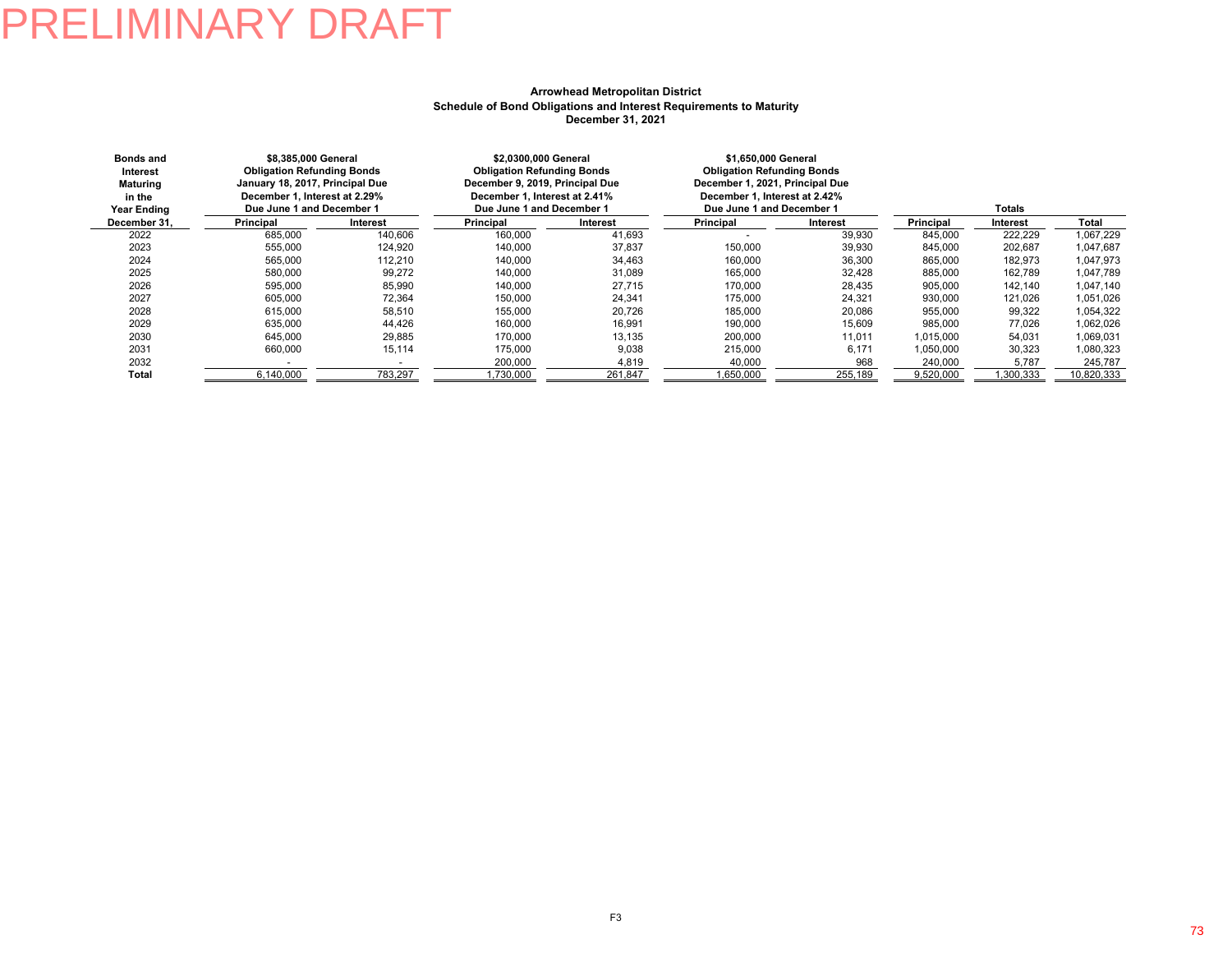PRELIMINARY DRAFT

**Arrowhead Metropolitan District**
**Schedule of Bond Obligations and Interest Requirements to Maturity**
**December 31, 2021**

| Bonds and Interest Maturing in the Year Ending December 31, | $8,385,000 General Obligation Refunding Bonds January 18, 2017, Principal Due December 1, Interest at 2.29% Due June 1 and December 1 | | $2,0300,000 General Obligation Refunding Bonds December 9, 2019, Principal Due December 1, Interest at 2.41% Due June 1 and December 1 | | $1,650,000 General Obligation Refunding Bonds December 1, 2021, Principal Due December 1, Interest at 2.42% Due June 1 and December 1 | | Totals | | |
|---|---|---|---|---|---|---|---|---|---|
| | Principal | Interest | Principal | Interest | Principal | Interest | Principal | Interest | Total |
| 2022 | 685,000 | 140,606 | 160,000 | 41,693 | - | 39,930 | 845,000 | 222,229 | 1,067,229 |
| 2023 | 555,000 | 124,920 | 140,000 | 37,837 | 150,000 | 39,930 | 845,000 | 202,687 | 1,047,687 |
| 2024 | 565,000 | 112,210 | 140,000 | 34,463 | 160,000 | 36,300 | 865,000 | 182,973 | 1,047,973 |
| 2025 | 580,000 | 99,272 | 140,000 | 31,089 | 165,000 | 32,428 | 885,000 | 162,789 | 1,047,789 |
| 2026 | 595,000 | 85,990 | 140,000 | 27,715 | 170,000 | 28,435 | 905,000 | 142,140 | 1,047,140 |
| 2027 | 605,000 | 72,364 | 150,000 | 24,341 | 175,000 | 24,321 | 930,000 | 121,026 | 1,051,026 |
| 2028 | 615,000 | 58,510 | 155,000 | 20,726 | 185,000 | 20,086 | 955,000 | 99,322 | 1,054,322 |
| 2029 | 635,000 | 44,426 | 160,000 | 16,991 | 190,000 | 15,609 | 985,000 | 77,026 | 1,062,026 |
| 2030 | 645,000 | 29,885 | 170,000 | 13,135 | 200,000 | 11,011 | 1,015,000 | 54,031 | 1,069,031 |
| 2031 | 660,000 | 15,114 | 175,000 | 9,038 | 215,000 | 6,171 | 1,050,000 | 30,323 | 1,080,323 |
| 2032 | - | - | 200,000 | 4,819 | 40,000 | 968 | 240,000 | 5,787 | 245,787 |
| **Total** | 6,140,000 | 783,297 | 1,730,000 | 261,847 | 1,650,000 | 255,189 | 9,520,000 | 1,300,333 | 10,820,333 |

F3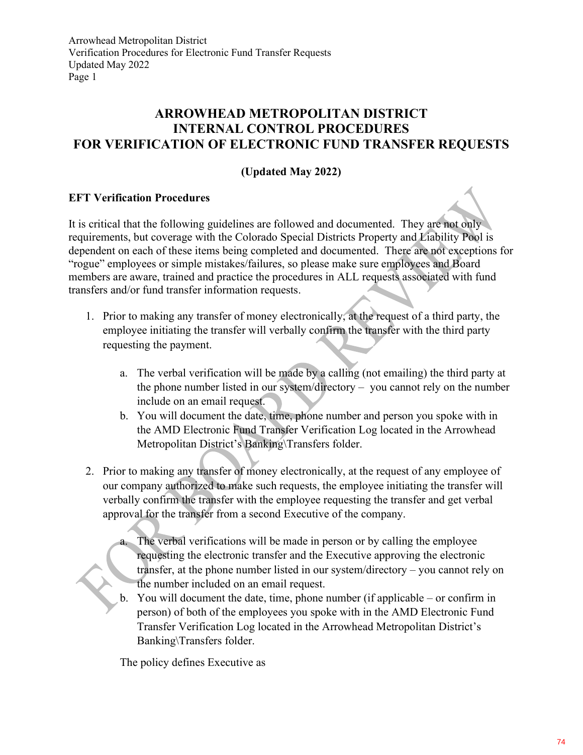# ARROWHEAD METROPOLITAN DISTRICT INTERNAL CONTROL PROCEDURES FOR VERIFICATION OF ELECTRONIC FUND TRANSFER REQUESTS

**(Updated May 2022)**

**EFT Verification Procedures**

It is critical that the following guidelines are followed and documented. They are not only requirements, but coverage with the Colorado Special Districts Property and Liability Pool is dependent on each of these items being completed and documented. There are not exceptions for "rogue" employees or simple mistakes/failures, so please make sure employees and Board members are aware, trained and practice the procedures in ALL requests associated with fund transfers and/or fund transfer information requests.

1. Prior to making any transfer of money electronically, at the request of a third party, the employee initiating the transfer will verbally confirm the transfer with the third party requesting the payment.

   a. The verbal verification will be made by a calling (not emailing) the third party at the phone number listed in our system/directory – you cannot rely on the number include on an email request.

   b. You will document the date, time, phone number and person you spoke with in the AMD Electronic Fund Transfer Verification Log located in the Arrowhead Metropolitan District's Banking\Transfers folder.

2. Prior to making any transfer of money electronically, at the request of any employee of our company authorized to make such requests, the employee initiating the transfer will verbally confirm the transfer with the employee requesting the transfer and get verbal approval for the transfer from a second Executive of the company.

   a. The verbal verifications will be made in person or by calling the employee requesting the electronic transfer and the Executive approving the electronic transfer, at the phone number listed in our system/directory – you cannot rely on the number included on an email request.

   b. You will document the date, time, phone number (if applicable – or confirm in person) of both of the employees you spoke with in the AMD Electronic Fund Transfer Verification Log located in the Arrowhead Metropolitan District's Banking\Transfers folder.

   The policy defines Executive as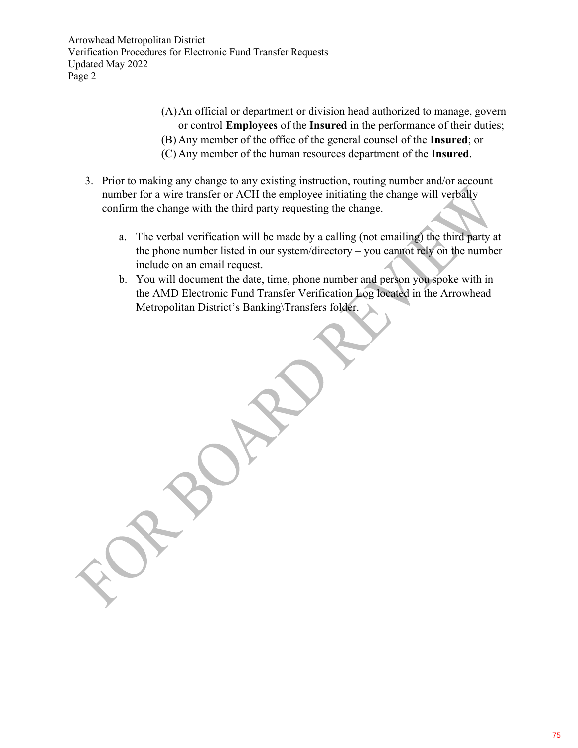(A) An official or department or division head authorized to manage, govern or control **Employees** of the **Insured** in the performance of their duties;

(B) Any member of the office of the general counsel of the **Insured**; or

(C) Any member of the human resources department of the **Insured**.

3. Prior to making any change to any existing instruction, routing number and/or account number for a wire transfer or ACH the employee initiating the change will verbally confirm the change with the third party requesting the change.

    a. The verbal verification will be made by a calling (not emailing) the third party at the phone number listed in our system/directory – you cannot rely on the number include on an email request.
    b. You will document the date, time, phone number and person you spoke with in the AMD Electronic Fund Transfer Verification Log located in the Arrowhead Metropolitan District's Banking\Transfers folder.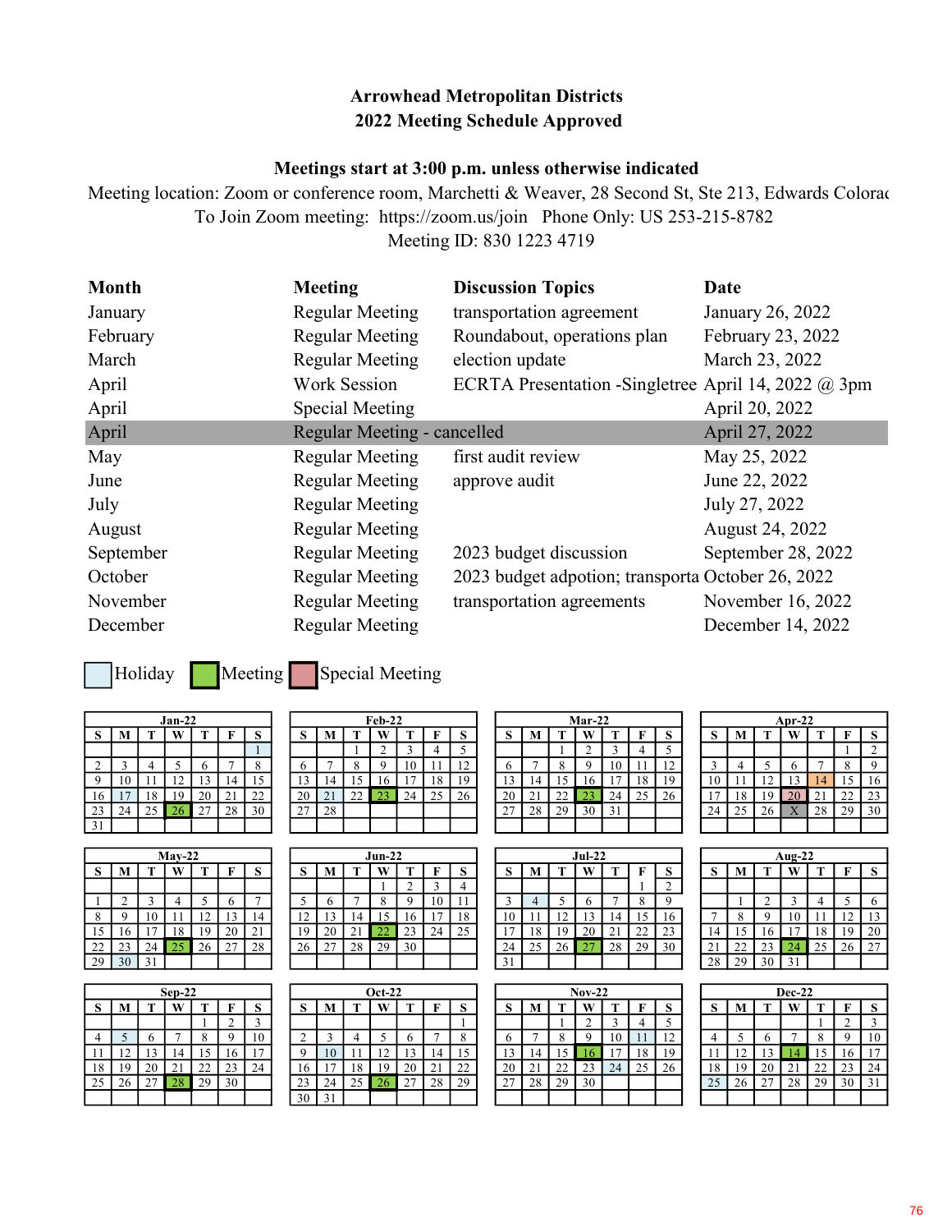# Arrowhead Metropolitan Districts
## 2022 Meeting Schedule Approved

**Meetings start at 3:00 p.m. unless otherwise indicated**

Meeting location: Zoom or conference room, Marchetti & Weaver, 28 Second St, Ste 213, Edwards Colorac
To Join Zoom meeting: https://zoom.us/join Phone Only: US 253-215-8782
Meeting ID: 830 1223 4719

| Month | Meeting | Discussion Topics | Date |
|---|---|---|---|
| January | Regular Meeting | transportation agreement | January 26, 2022 |
| February | Regular Meeting | Roundabout, operations plan | February 23, 2022 |
| March | Regular Meeting | election update | March 23, 2022 |
| April | Work Session | ECRTA Presentation -Singletree | April 14, 2022 @ 3pm |
| April | Special Meeting | | April 20, 2022 |
| April | Regular Meeting - cancelled | | April 27, 2022 |
| May | Regular Meeting | first audit review | May 25, 2022 |
| June | Regular Meeting | approve audit | June 22, 2022 |
| July | Regular Meeting | | July 27, 2022 |
| August | Regular Meeting | | August 24, 2022 |
| September | Regular Meeting | 2023 budget discussion | September 28, 2022 |
| October | Regular Meeting | 2023 budget adpotion; transporta | October 26, 2022 |
| November | Regular Meeting | transportation agreements | November 16, 2022 |
| December | Regular Meeting | | December 14, 2022 |

Holiday | Meeting | Special Meeting

**Jan-22**

| S | M | T | W | T | F | S |
|---|---|---|---|---|---|---|
| | | | | | | 1 |
| 2 | 3 | 4 | 5 | 6 | 7 | 8 |
| 9 | 10 | 11 | 12 | 13 | 14 | 15 |
| 16 | 17 | 18 | 19 | 20 | 21 | 22 |
| 23 | 24 | 25 | 26 | 27 | 28 | 30 |
| 31 | | | | | | |

**Feb-22**

| S | M | T | W | T | F | S |
|---|---|---|---|---|---|---|
| | | 1 | 2 | 3 | 4 | 5 |
| 6 | 7 | 8 | 9 | 10 | 11 | 12 |
| 13 | 14 | 15 | 16 | 17 | 18 | 19 |
| 20 | 21 | 22 | 23 | 24 | 25 | 26 |
| 27 | 28 | | | | | |

**Mar-22**

| S | M | T | W | T | F | S |
|---|---|---|---|---|---|---|
| | | 1 | 2 | 3 | 4 | 5 |
| 6 | 7 | 8 | 9 | 10 | 11 | 12 |
| 13 | 14 | 15 | 16 | 17 | 18 | 19 |
| 20 | 21 | 22 | 23 | 24 | 25 | 26 |
| 27 | 28 | 29 | 30 | 31 | | |

**Apr-22**

| S | M | T | W | T | F | S |
|---|---|---|---|---|---|---|
| | | | | | 1 | 2 |
| 3 | 4 | 5 | 6 | 7 | 8 | 9 |
| 10 | 11 | 12 | 13 | 14 | 15 | 16 |
| 17 | 18 | 19 | 20 | 21 | 22 | 23 |
| 24 | 25 | 26 | X | 28 | 29 | 30 |

**May-22**

| S | M | T | W | T | F | S |
|---|---|---|---|---|---|---|
| 1 | 2 | 3 | 4 | 5 | 6 | 7 |
| 8 | 9 | 10 | 11 | 12 | 13 | 14 |
| 15 | 16 | 17 | 18 | 19 | 20 | 21 |
| 22 | 23 | 24 | 25 | 26 | 27 | 28 |
| 29 | 30 | 31 | | | | |

**Jun-22**

| S | M | T | W | T | F | S |
|---|---|---|---|---|---|---|
| | | | 1 | 2 | 3 | 4 |
| 5 | 6 | 7 | 8 | 9 | 10 | 11 |
| 12 | 13 | 14 | 15 | 16 | 17 | 18 |
| 19 | 20 | 21 | 22 | 23 | 24 | 25 |
| 26 | 27 | 28 | 29 | 30 | | |

**Jul-22**

| S | M | T | W | T | F | S |
|---|---|---|---|---|---|---|
| | | | | | 1 | 2 |
| 3 | 4 | 5 | 6 | 7 | 8 | 9 |
| 10 | 11 | 12 | 13 | 14 | 15 | 16 |
| 17 | 18 | 19 | 20 | 21 | 22 | 23 |
| 24 | 25 | 26 | 27 | 28 | 29 | 30 |
| 31 | | | | | | |

**Aug-22**

| S | M | T | W | T | F | S |
|---|---|---|---|---|---|---|
| | 1 | 2 | 3 | 4 | 5 | 6 |
| 7 | 8 | 9 | 10 | 11 | 12 | 13 |
| 14 | 15 | 16 | 17 | 18 | 19 | 20 |
| 21 | 22 | 23 | 24 | 25 | 26 | 27 |
| 28 | 29 | 30 | 31 | | | |

**Sep-22**

| S | M | T | W | T | F | S |
|---|---|---|---|---|---|---|
| | | | | 1 | 2 | 3 |
| 4 | 5 | 6 | 7 | 8 | 9 | 10 |
| 11 | 12 | 13 | 14 | 15 | 16 | 17 |
| 18 | 19 | 20 | 21 | 22 | 23 | 24 |
| 25 | 26 | 27 | 28 | 29 | 30 | |

**Oct-22**

| S | M | T | W | T | F | S |
|---|---|---|---|---|---|---|
| | | | | | | 1 |
| 2 | 3 | 4 | 5 | 6 | 7 | 8 |
| 9 | 10 | 11 | 12 | 13 | 14 | 15 |
| 16 | 17 | 18 | 19 | 20 | 21 | 22 |
| 23 | 24 | 25 | 26 | 27 | 28 | 29 |
| 30 | 31 | | | | | |

**Nov-22**

| S | M | T | W | T | F | S |
|---|---|---|---|---|---|---|
| | | 1 | 2 | 3 | 4 | 5 |
| 6 | 7 | 8 | 9 | 10 | 11 | 12 |
| 13 | 14 | 15 | 16 | 17 | 18 | 19 |
| 20 | 21 | 22 | 23 | 24 | 25 | 26 |
| 27 | 28 | 29 | 30 | | | |

**Dec-22**

| S | M | T | W | T | F | S |
|---|---|---|---|---|---|---|
| | | | | 1 | 2 | 3 |
| 4 | 5 | 6 | 7 | 8 | 9 | 10 |
| 11 | 12 | 13 | 14 | 15 | 16 | 17 |
| 18 | 19 | 20 | 21 | 22 | 23 | 24 |
| 25 | 26 | 27 | 28 | 29 | 30 | 31 |